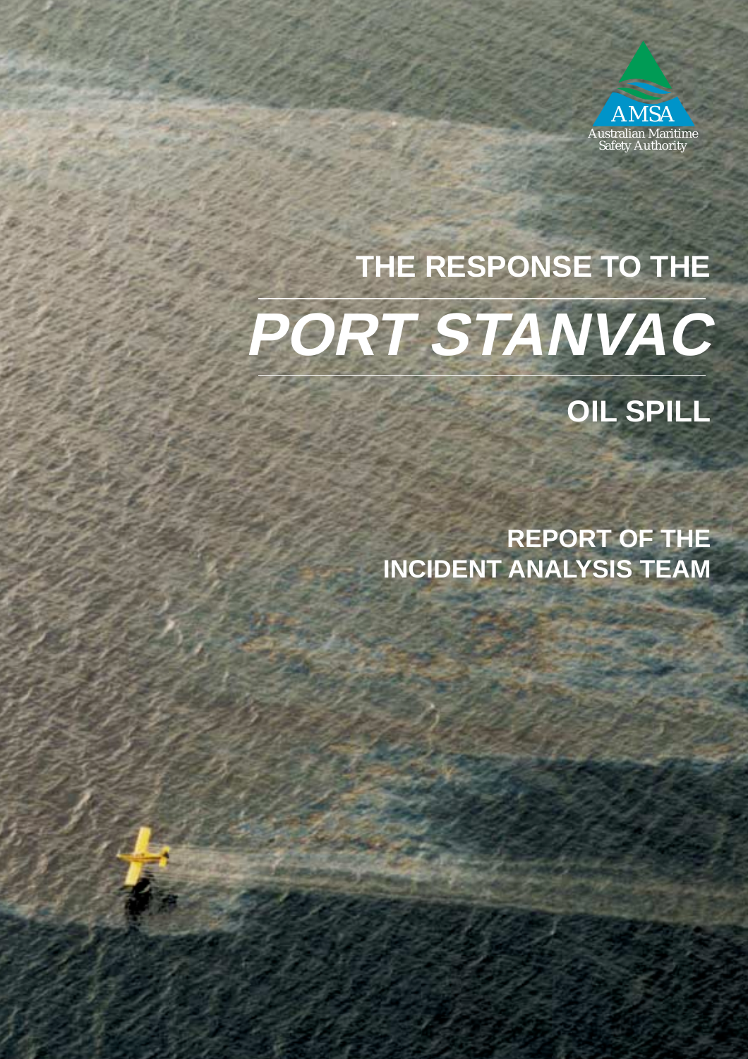AMSA

Australian Maritime Safety Authority

# THE RESPONSE TO THE *PORT STANVAC* OIL SPILL

## REPORT OF THE INCIDENT ANALYSIS TEAM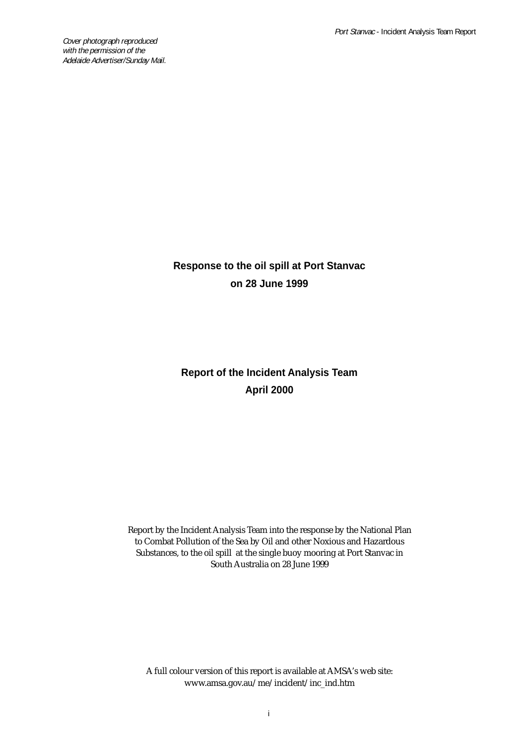*Cover photograph reproduced with the permission of the Adelaide Advertiser/Sunday Mail.*

# Response to the oil spill at Port Stanvac on 28 June 1999

## Report of the Incident Analysis Team April 2000

Report by the Incident Analysis Team into the response by the National Plan to Combat Pollution of the Sea by Oil and other Noxious and Hazardous Substances, to the oil spill at the single buoy mooring at Port Stanvac in South Australia on 28 June 1999

A full colour version of this report is available at AMSA's web site: www.amsa.gov.au/me/incident/inc_ind.htm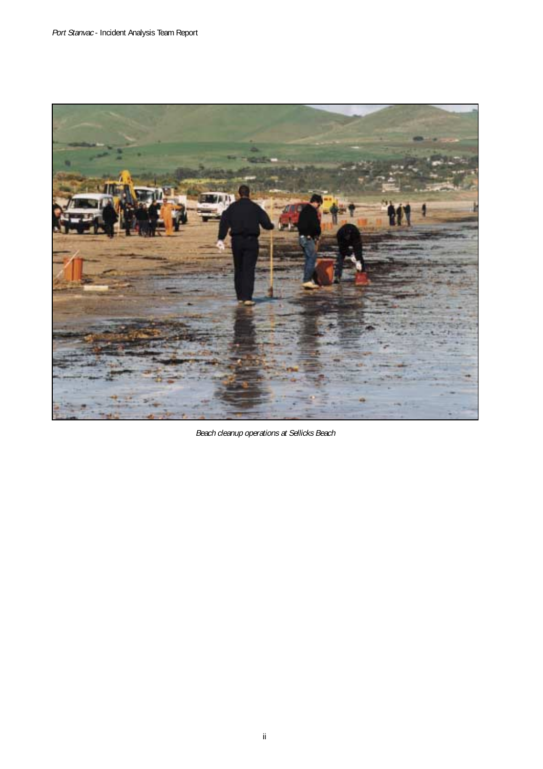*Beach cleanup operations at Sellicks Beach*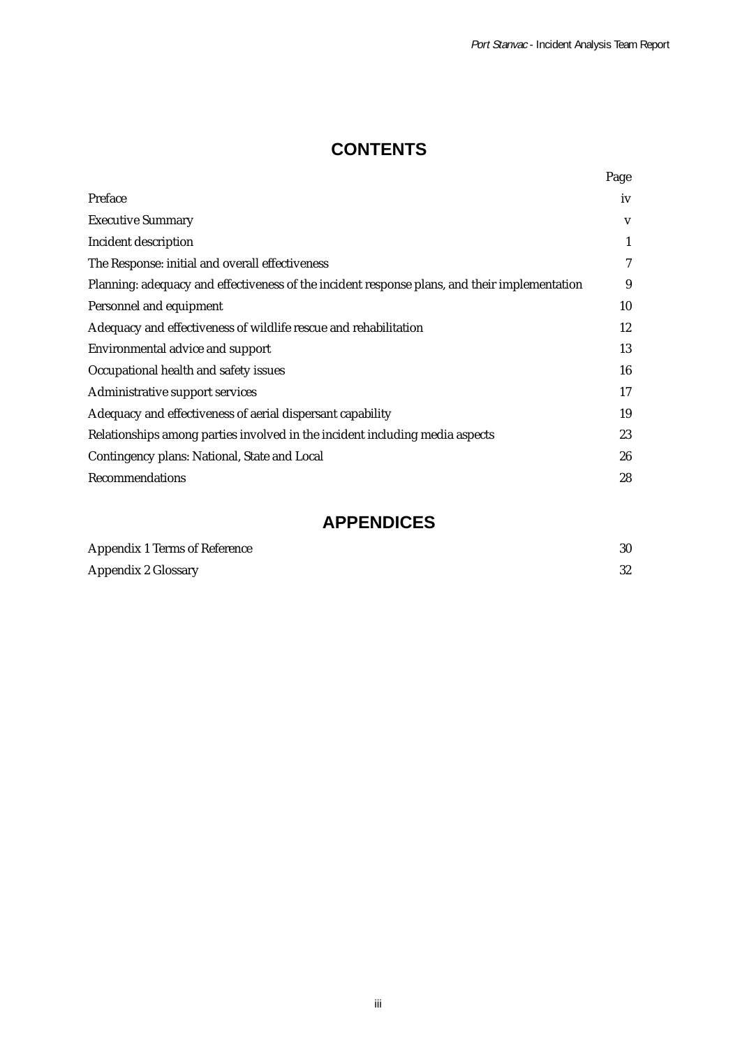# CONTENTS

| | Page |
|---|---|
| Preface | iv |
| Executive Summary | v |
| Incident description | 1 |
| The Response: initial and overall effectiveness | 7 |
| Planning: adequacy and effectiveness of the incident response plans, and their implementation | 9 |
| Personnel and equipment | 10 |
| Adequacy and effectiveness of wildlife rescue and rehabilitation | 12 |
| Environmental advice and support | 13 |
| Occupational health and safety issues | 16 |
| Administrative support services | 17 |
| Adequacy and effectiveness of aerial dispersant capability | 19 |
| Relationships among parties involved in the incident including media aspects | 23 |
| Contingency plans: National, State and Local | 26 |
| Recommendations | 28 |

# APPENDICES

| | |
|---|---|
| Appendix 1 Terms of Reference | 30 |
| Appendix 2 Glossary | 32 |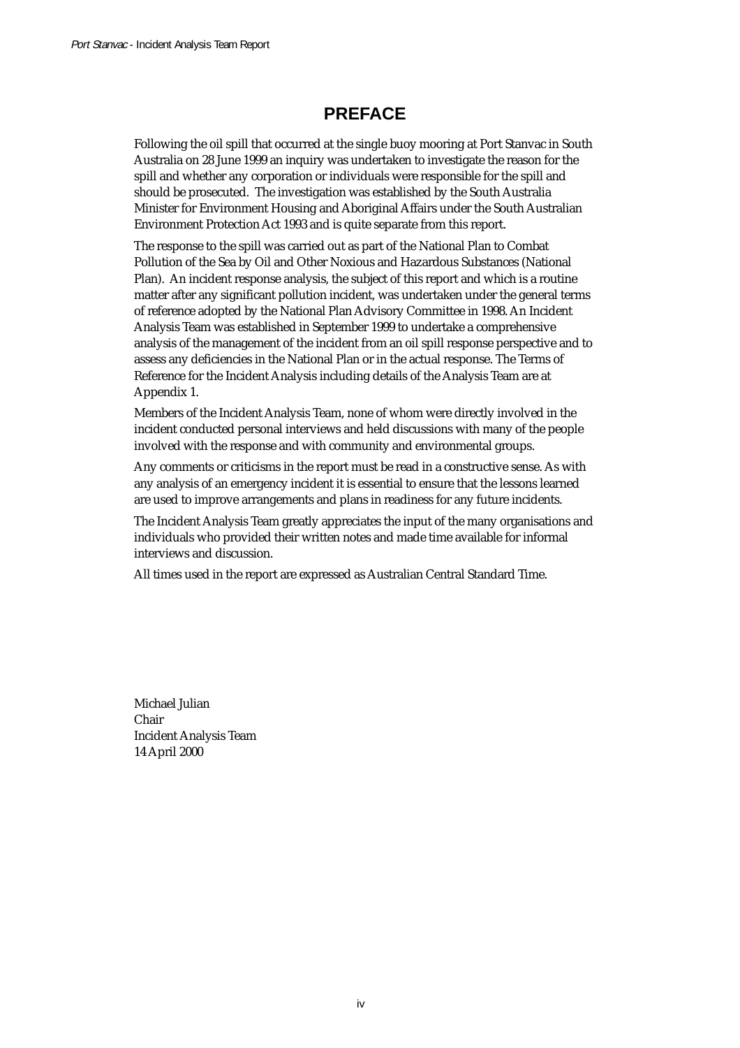# PREFACE

Following the oil spill that occurred at the single buoy mooring at Port Stanvac in South Australia on 28 June 1999 an inquiry was undertaken to investigate the reason for the spill and whether any corporation or individuals were responsible for the spill and should be prosecuted. The investigation was established by the South Australia Minister for Environment Housing and Aboriginal Affairs under the South Australian Environment Protection Act 1993 and is quite separate from this report.

The response to the spill was carried out as part of the National Plan to Combat Pollution of the Sea by Oil and Other Noxious and Hazardous Substances (National Plan). An incident response analysis, the subject of this report and which is a routine matter after any significant pollution incident, was undertaken under the general terms of reference adopted by the National Plan Advisory Committee in 1998. An Incident Analysis Team was established in September 1999 to undertake a comprehensive analysis of the management of the incident from an oil spill response perspective and to assess any deficiencies in the National Plan or in the actual response. The Terms of Reference for the Incident Analysis including details of the Analysis Team are at Appendix 1.

Members of the Incident Analysis Team, none of whom were directly involved in the incident conducted personal interviews and held discussions with many of the people involved with the response and with community and environmental groups.

Any comments or criticisms in the report must be read in a constructive sense. As with any analysis of an emergency incident it is essential to ensure that the lessons learned are used to improve arrangements and plans in readiness for any future incidents.

The Incident Analysis Team greatly appreciates the input of the many organisations and individuals who provided their written notes and made time available for informal interviews and discussion.

All times used in the report are expressed as Australian Central Standard Time.

Michael Julian
Chair
Incident Analysis Team
14 April 2000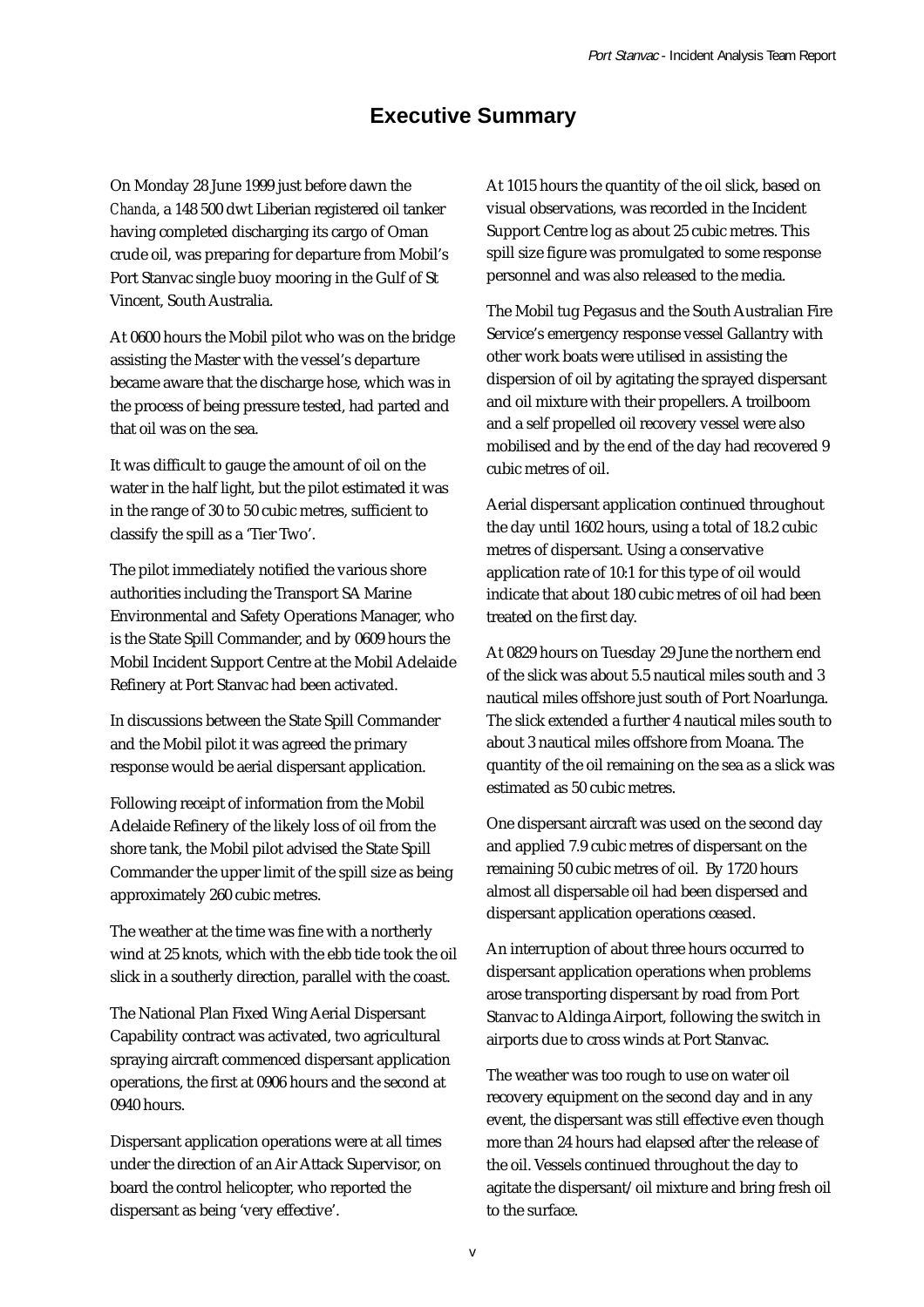# Executive Summary

On Monday 28 June 1999 just before dawn the *Chanda*, a 148 500 dwt Liberian registered oil tanker having completed discharging its cargo of Oman crude oil, was preparing for departure from Mobil's Port Stanvac single buoy mooring in the Gulf of St Vincent, South Australia.

At 0600 hours the Mobil pilot who was on the bridge assisting the Master with the vessel's departure became aware that the discharge hose, which was in the process of being pressure tested, had parted and that oil was on the sea.

It was difficult to gauge the amount of oil on the water in the half light, but the pilot estimated it was in the range of 30 to 50 cubic metres, sufficient to classify the spill as a 'Tier Two'.

The pilot immediately notified the various shore authorities including the Transport SA Marine Environmental and Safety Operations Manager, who is the State Spill Commander, and by 0609 hours the Mobil Incident Support Centre at the Mobil Adelaide Refinery at Port Stanvac had been activated.

In discussions between the State Spill Commander and the Mobil pilot it was agreed the primary response would be aerial dispersant application.

Following receipt of information from the Mobil Adelaide Refinery of the likely loss of oil from the shore tank, the Mobil pilot advised the State Spill Commander the upper limit of the spill size as being approximately 260 cubic metres.

The weather at the time was fine with a northerly wind at 25 knots, which with the ebb tide took the oil slick in a southerly direction, parallel with the coast.

The National Plan Fixed Wing Aerial Dispersant Capability contract was activated, two agricultural spraying aircraft commenced dispersant application operations, the first at 0906 hours and the second at 0940 hours.

Dispersant application operations were at all times under the direction of an Air Attack Supervisor, on board the control helicopter, who reported the dispersant as being 'very effective'.

At 1015 hours the quantity of the oil slick, based on visual observations, was recorded in the Incident Support Centre log as about 25 cubic metres. This spill size figure was promulgated to some response personnel and was also released to the media.

The Mobil tug Pegasus and the South Australian Fire Service's emergency response vessel Gallantry with other work boats were utilised in assisting the dispersion of oil by agitating the sprayed dispersant and oil mixture with their propellers. A troilboom and a self propelled oil recovery vessel were also mobilised and by the end of the day had recovered 9 cubic metres of oil.

Aerial dispersant application continued throughout the day until 1602 hours, using a total of 18.2 cubic metres of dispersant. Using a conservative application rate of 10:1 for this type of oil would indicate that about 180 cubic metres of oil had been treated on the first day.

At 0829 hours on Tuesday 29 June the northern end of the slick was about 5.5 nautical miles south and 3 nautical miles offshore just south of Port Noarlunga. The slick extended a further 4 nautical miles south to about 3 nautical miles offshore from Moana. The quantity of the oil remaining on the sea as a slick was estimated as 50 cubic metres.

One dispersant aircraft was used on the second day and applied 7.9 cubic metres of dispersant on the remaining 50 cubic metres of oil. By 1720 hours almost all dispersable oil had been dispersed and dispersant application operations ceased.

An interruption of about three hours occurred to dispersant application operations when problems arose transporting dispersant by road from Port Stanvac to Aldinga Airport, following the switch in airports due to cross winds at Port Stanvac.

The weather was too rough to use on water oil recovery equipment on the second day and in any event, the dispersant was still effective even though more than 24 hours had elapsed after the release of the oil. Vessels continued throughout the day to agitate the dispersant/oil mixture and bring fresh oil to the surface.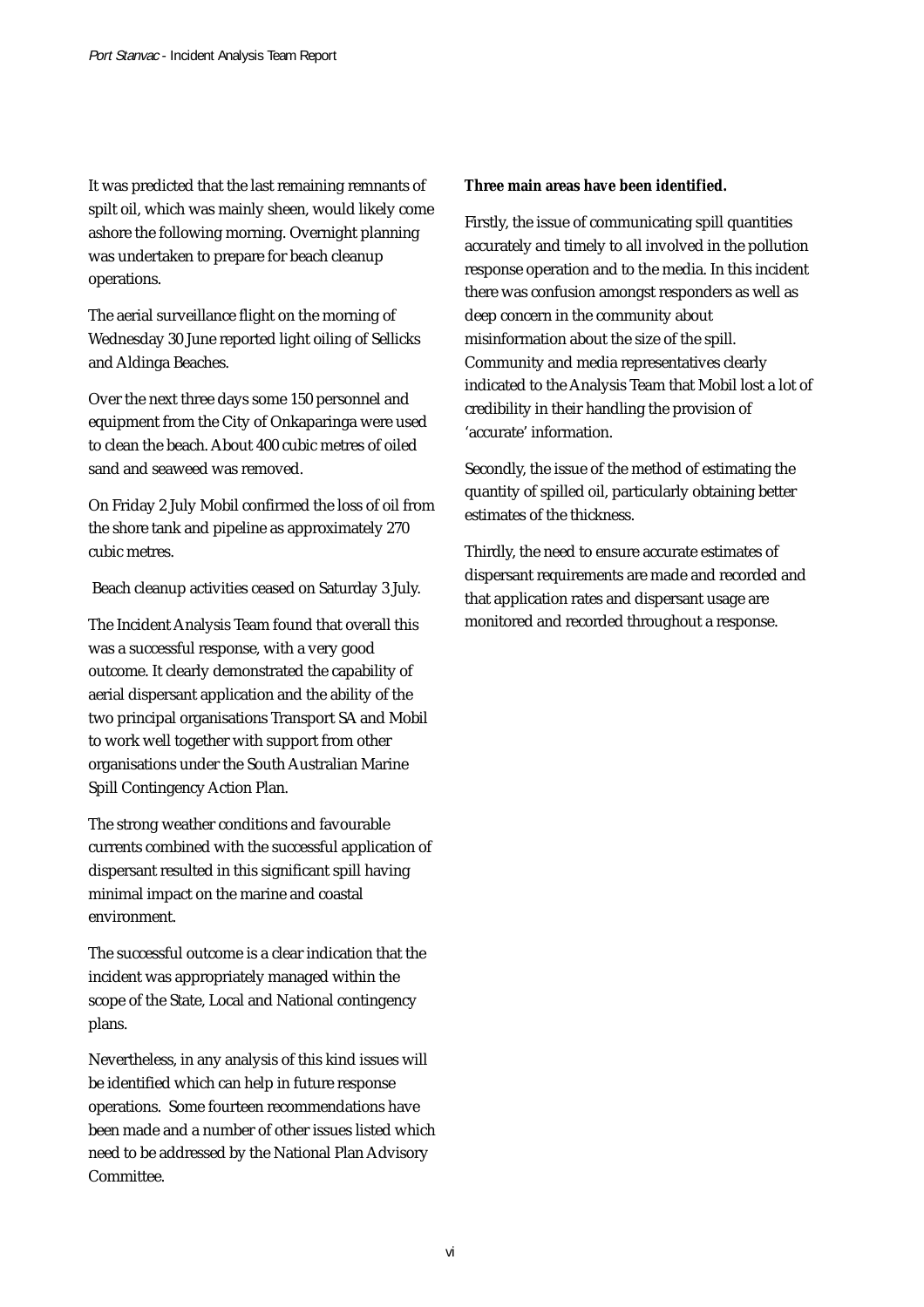It was predicted that the last remaining remnants of spilt oil, which was mainly sheen, would likely come ashore the following morning. Overnight planning was undertaken to prepare for beach cleanup operations.

The aerial surveillance flight on the morning of Wednesday 30 June reported light oiling of Sellicks and Aldinga Beaches.

Over the next three days some 150 personnel and equipment from the City of Onkaparinga were used to clean the beach. About 400 cubic metres of oiled sand and seaweed was removed.

On Friday 2 July Mobil confirmed the loss of oil from the shore tank and pipeline as approximately 270 cubic metres.

Beach cleanup activities ceased on Saturday 3 July.

The Incident Analysis Team found that overall this was a successful response, with a very good outcome. It clearly demonstrated the capability of aerial dispersant application and the ability of the two principal organisations Transport SA and Mobil to work well together with support from other organisations under the South Australian Marine Spill Contingency Action Plan.

The strong weather conditions and favourable currents combined with the successful application of dispersant resulted in this significant spill having minimal impact on the marine and coastal environment.

The successful outcome is a clear indication that the incident was appropriately managed within the scope of the State, Local and National contingency plans.

Nevertheless, in any analysis of this kind issues will be identified which can help in future response operations. Some fourteen recommendations have been made and a number of other issues listed which need to be addressed by the National Plan Advisory Committee.

**Three main areas have been identified.**

Firstly, the issue of communicating spill quantities accurately and timely to all involved in the pollution response operation and to the media. In this incident there was confusion amongst responders as well as deep concern in the community about misinformation about the size of the spill. Community and media representatives clearly indicated to the Analysis Team that Mobil lost a lot of credibility in their handling the provision of 'accurate' information.

Secondly, the issue of the method of estimating the quantity of spilled oil, particularly obtaining better estimates of the thickness.

Thirdly, the need to ensure accurate estimates of dispersant requirements are made and recorded and that application rates and dispersant usage are monitored and recorded throughout a response.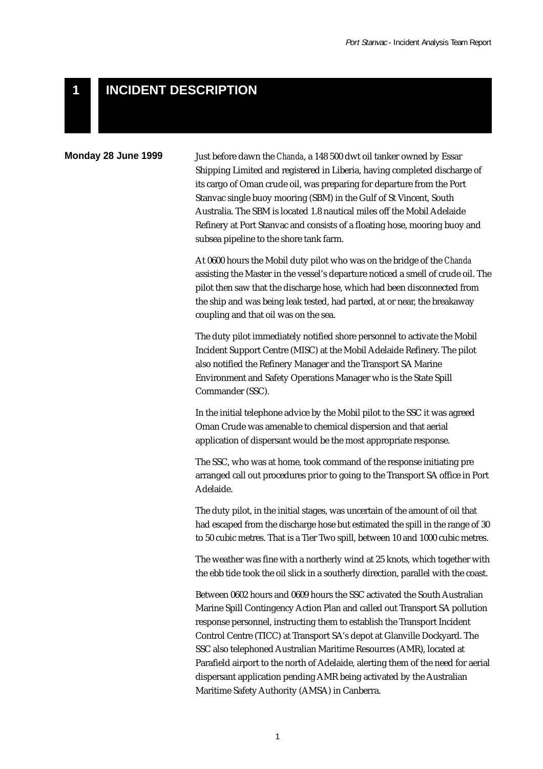# 1 INCIDENT DESCRIPTION

**Monday 28 June 1999**

Just before dawn the *Chanda*, a 148 500 dwt oil tanker owned by Essar Shipping Limited and registered in Liberia, having completed discharge of its cargo of Oman crude oil, was preparing for departure from the Port Stanvac single buoy mooring (SBM) in the Gulf of St Vincent, South Australia. The SBM is located 1.8 nautical miles off the Mobil Adelaide Refinery at Port Stanvac and consists of a floating hose, mooring buoy and subsea pipeline to the shore tank farm.

At 0600 hours the Mobil duty pilot who was on the bridge of the *Chanda* assisting the Master in the vessel's departure noticed a smell of crude oil. The pilot then saw that the discharge hose, which had been disconnected from the ship and was being leak tested, had parted, at or near, the breakaway coupling and that oil was on the sea.

The duty pilot immediately notified shore personnel to activate the Mobil Incident Support Centre (MISC) at the Mobil Adelaide Refinery. The pilot also notified the Refinery Manager and the Transport SA Marine Environment and Safety Operations Manager who is the State Spill Commander (SSC).

In the initial telephone advice by the Mobil pilot to the SSC it was agreed Oman Crude was amenable to chemical dispersion and that aerial application of dispersant would be the most appropriate response.

The SSC, who was at home, took command of the response initiating pre arranged call out procedures prior to going to the Transport SA office in Port Adelaide.

The duty pilot, in the initial stages, was uncertain of the amount of oil that had escaped from the discharge hose but estimated the spill in the range of 30 to 50 cubic metres. That is a Tier Two spill, between 10 and 1000 cubic metres.

The weather was fine with a northerly wind at 25 knots, which together with the ebb tide took the oil slick in a southerly direction, parallel with the coast.

Between 0602 hours and 0609 hours the SSC activated the South Australian Marine Spill Contingency Action Plan and called out Transport SA pollution response personnel, instructing them to establish the Transport Incident Control Centre (TICC) at Transport SA's depot at Glanville Dockyard. The SSC also telephoned Australian Maritime Resources (AMR), located at Parafield airport to the north of Adelaide, alerting them of the need for aerial dispersant application pending AMR being activated by the Australian Maritime Safety Authority (AMSA) in Canberra.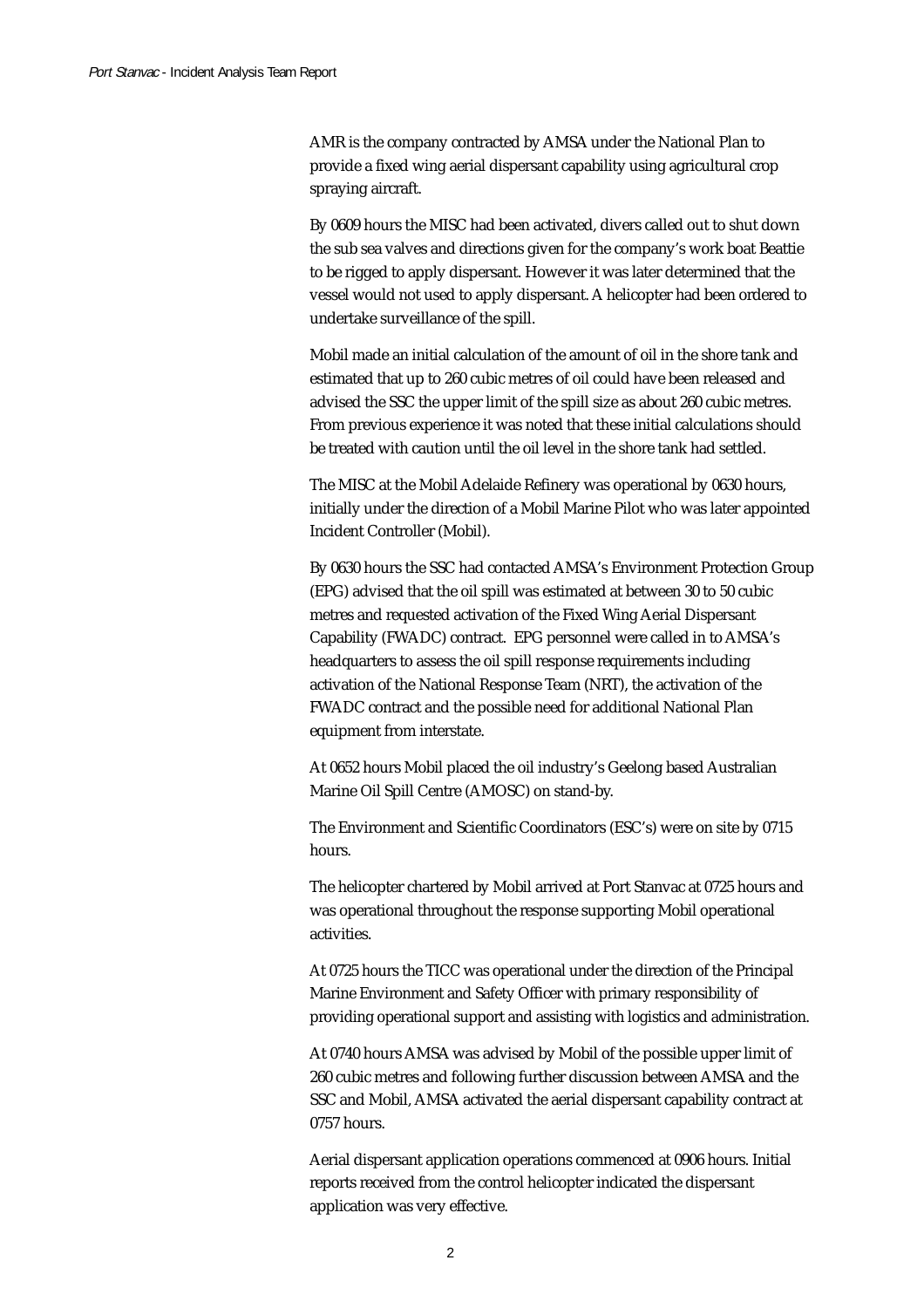AMR is the company contracted by AMSA under the National Plan to provide a fixed wing aerial dispersant capability using agricultural crop spraying aircraft.

By 0609 hours the MISC had been activated, divers called out to shut down the sub sea valves and directions given for the company's work boat Beattie to be rigged to apply dispersant. However it was later determined that the vessel would not used to apply dispersant. A helicopter had been ordered to undertake surveillance of the spill.

Mobil made an initial calculation of the amount of oil in the shore tank and estimated that up to 260 cubic metres of oil could have been released and advised the SSC the upper limit of the spill size as about 260 cubic metres. From previous experience it was noted that these initial calculations should be treated with caution until the oil level in the shore tank had settled.

The MISC at the Mobil Adelaide Refinery was operational by 0630 hours, initially under the direction of a Mobil Marine Pilot who was later appointed Incident Controller (Mobil).

By 0630 hours the SSC had contacted AMSA's Environment Protection Group (EPG) advised that the oil spill was estimated at between 30 to 50 cubic metres and requested activation of the Fixed Wing Aerial Dispersant Capability (FWADC) contract. EPG personnel were called in to AMSA's headquarters to assess the oil spill response requirements including activation of the National Response Team (NRT), the activation of the FWADC contract and the possible need for additional National Plan equipment from interstate.

At 0652 hours Mobil placed the oil industry's Geelong based Australian Marine Oil Spill Centre (AMOSC) on stand-by.

The Environment and Scientific Coordinators (ESC's) were on site by 0715 hours.

The helicopter chartered by Mobil arrived at Port Stanvac at 0725 hours and was operational throughout the response supporting Mobil operational activities.

At 0725 hours the TICC was operational under the direction of the Principal Marine Environment and Safety Officer with primary responsibility of providing operational support and assisting with logistics and administration.

At 0740 hours AMSA was advised by Mobil of the possible upper limit of 260 cubic metres and following further discussion between AMSA and the SSC and Mobil, AMSA activated the aerial dispersant capability contract at 0757 hours.

Aerial dispersant application operations commenced at 0906 hours. Initial reports received from the control helicopter indicated the dispersant application was very effective.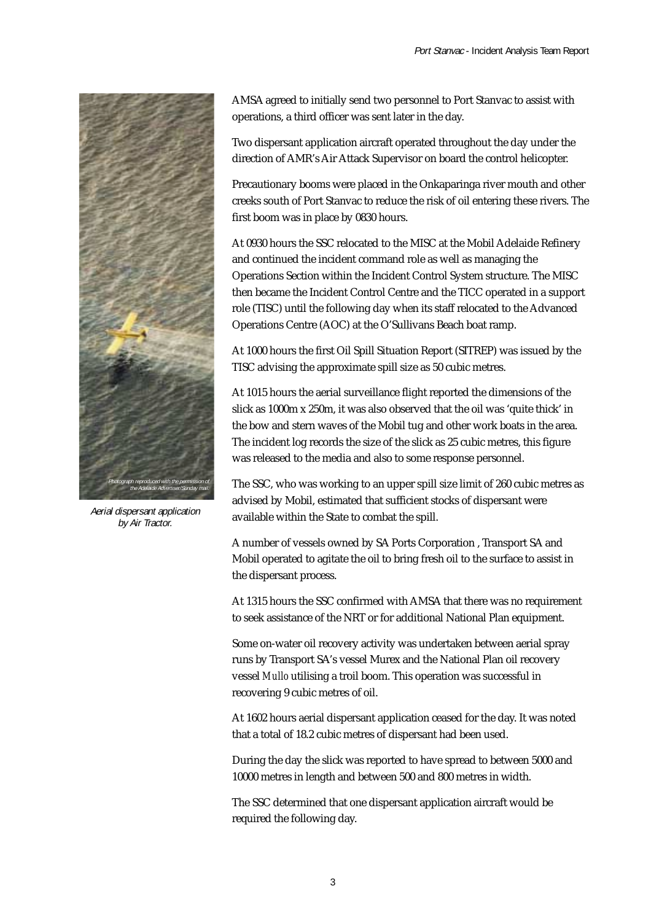*Photograph reproduced with the permission of the Adelaide Advertiser/Sunday mail.*

*Aerial dispersant application by Air Tractor.*

AMSA agreed to initially send two personnel to Port Stanvac to assist with operations, a third officer was sent later in the day.

Two dispersant application aircraft operated throughout the day under the direction of AMR's Air Attack Supervisor on board the control helicopter.

Precautionary booms were placed in the Onkaparinga river mouth and other creeks south of Port Stanvac to reduce the risk of oil entering these rivers. The first boom was in place by 0830 hours.

At 0930 hours the SSC relocated to the MISC at the Mobil Adelaide Refinery and continued the incident command role as well as managing the Operations Section within the Incident Control System structure. The MISC then became the Incident Control Centre and the TICC operated in a support role (TISC) until the following day when its staff relocated to the Advanced Operations Centre (AOC) at the O'Sullivans Beach boat ramp.

At 1000 hours the first Oil Spill Situation Report (SITREP) was issued by the TISC advising the approximate spill size as 50 cubic metres.

At 1015 hours the aerial surveillance flight reported the dimensions of the slick as 1000m x 250m, it was also observed that the oil was 'quite thick' in the bow and stern waves of the Mobil tug and other work boats in the area. The incident log records the size of the slick as 25 cubic metres, this figure was released to the media and also to some response personnel.

The SSC, who was working to an upper spill size limit of 260 cubic metres as advised by Mobil, estimated that sufficient stocks of dispersant were available within the State to combat the spill.

A number of vessels owned by SA Ports Corporation , Transport SA and Mobil operated to agitate the oil to bring fresh oil to the surface to assist in the dispersant process.

At 1315 hours the SSC confirmed with AMSA that there was no requirement to seek assistance of the NRT or for additional National Plan equipment.

Some on-water oil recovery activity was undertaken between aerial spray runs by Transport SA's vessel Murex and the National Plan oil recovery vessel *Mullo* utilising a troil boom. This operation was successful in recovering 9 cubic metres of oil.

At 1602 hours aerial dispersant application ceased for the day. It was noted that a total of 18.2 cubic metres of dispersant had been used.

During the day the slick was reported to have spread to between 5000 and 10000 metres in length and between 500 and 800 metres in width.

The SSC determined that one dispersant application aircraft would be required the following day.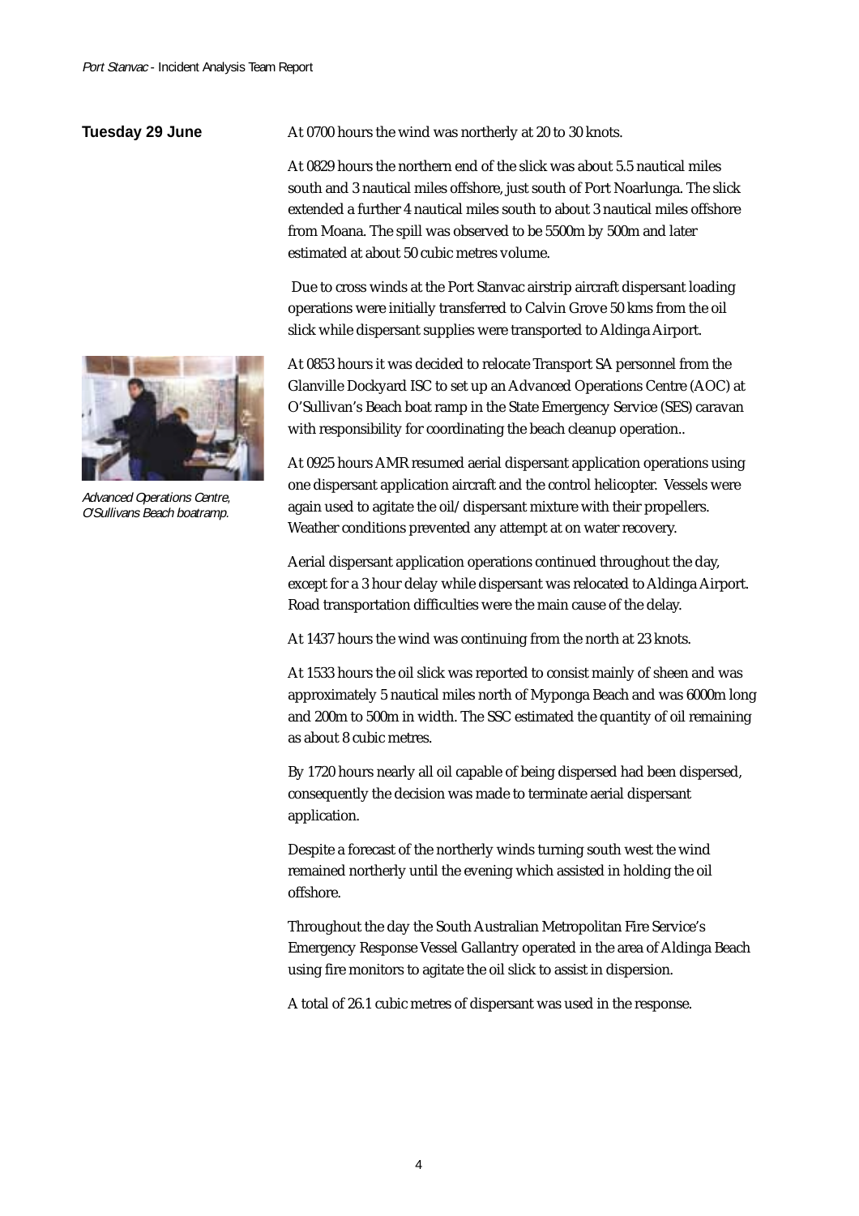**Tuesday 29 June**

At 0700 hours the wind was northerly at 20 to 30 knots.

At 0829 hours the northern end of the slick was about 5.5 nautical miles south and 3 nautical miles offshore, just south of Port Noarlunga. The slick extended a further 4 nautical miles south to about 3 nautical miles offshore from Moana. The spill was observed to be 5500m by 500m and later estimated at about 50 cubic metres volume.

Due to cross winds at the Port Stanvac airstrip aircraft dispersant loading operations were initially transferred to Calvin Grove 50 kms from the oil slick while dispersant supplies were transported to Aldinga Airport.

At 0853 hours it was decided to relocate Transport SA personnel from the Glanville Dockyard ISC to set up an Advanced Operations Centre (AOC) at O'Sullivan's Beach boat ramp in the State Emergency Service (SES) caravan with responsibility for coordinating the beach cleanup operation..

*Advanced Operations Centre, O'Sullivans Beach boatramp.*

At 0925 hours AMR resumed aerial dispersant application operations using one dispersant application aircraft and the control helicopter. Vessels were again used to agitate the oil/dispersant mixture with their propellers. Weather conditions prevented any attempt at on water recovery.

Aerial dispersant application operations continued throughout the day, except for a 3 hour delay while dispersant was relocated to Aldinga Airport. Road transportation difficulties were the main cause of the delay.

At 1437 hours the wind was continuing from the north at 23 knots.

At 1533 hours the oil slick was reported to consist mainly of sheen and was approximately 5 nautical miles north of Myponga Beach and was 6000m long and 200m to 500m in width. The SSC estimated the quantity of oil remaining as about 8 cubic metres.

By 1720 hours nearly all oil capable of being dispersed had been dispersed, consequently the decision was made to terminate aerial dispersant application.

Despite a forecast of the northerly winds turning south west the wind remained northerly until the evening which assisted in holding the oil offshore.

Throughout the day the South Australian Metropolitan Fire Service's Emergency Response Vessel Gallantry operated in the area of Aldinga Beach using fire monitors to agitate the oil slick to assist in dispersion.

A total of 26.1 cubic metres of dispersant was used in the response.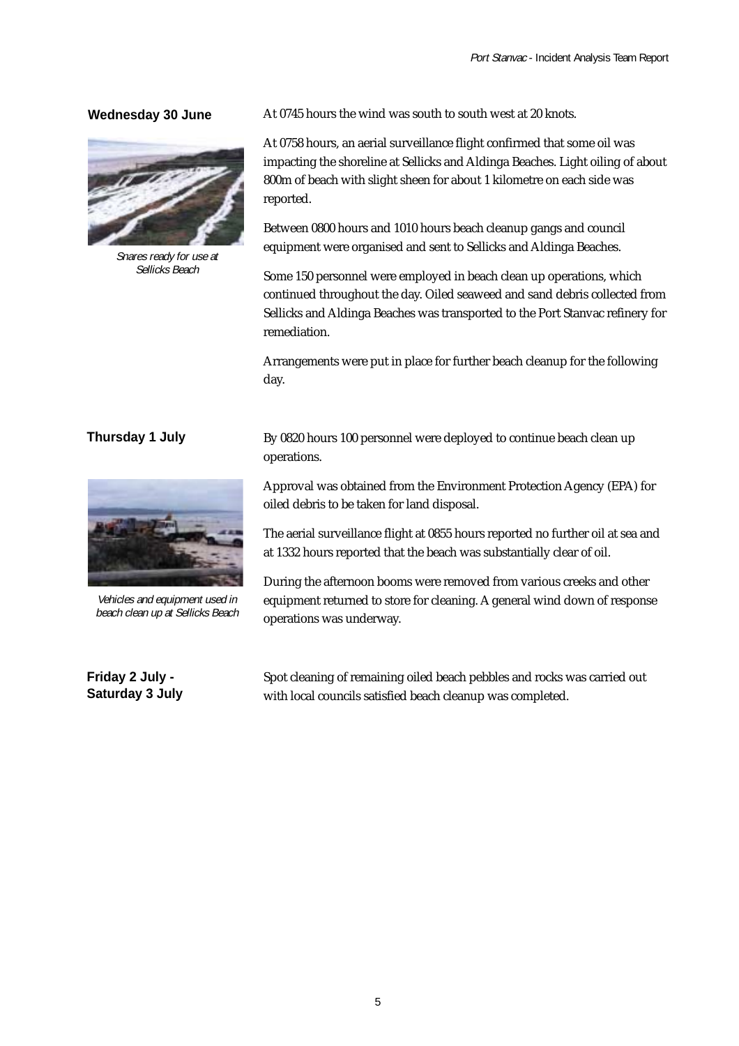**Wednesday 30 June**

At 0745 hours the wind was south to south west at 20 knots.

At 0758 hours, an aerial surveillance flight confirmed that some oil was impacting the shoreline at Sellicks and Aldinga Beaches. Light oiling of about 800m of beach with slight sheen for about 1 kilometre on each side was reported.

Between 0800 hours and 1010 hours beach cleanup gangs and council equipment were organised and sent to Sellicks and Aldinga Beaches.

Some 150 personnel were employed in beach clean up operations, which continued throughout the day. Oiled seaweed and sand debris collected from Sellicks and Aldinga Beaches was transported to the Port Stanvac refinery for remediation.

Arrangements were put in place for further beach cleanup for the following day.

*Snares ready for use at Sellicks Beach*

**Thursday 1 July**

By 0820 hours 100 personnel were deployed to continue beach clean up operations.

Approval was obtained from the Environment Protection Agency (EPA) for oiled debris to be taken for land disposal.

The aerial surveillance flight at 0855 hours reported no further oil at sea and at 1332 hours reported that the beach was substantially clear of oil.

During the afternoon booms were removed from various creeks and other equipment returned to store for cleaning. A general wind down of response operations was underway.

*Vehicles and equipment used in beach clean up at Sellicks Beach*

**Friday 2 July - Saturday 3 July**

Spot cleaning of remaining oiled beach pebbles and rocks was carried out with local councils satisfied beach cleanup was completed.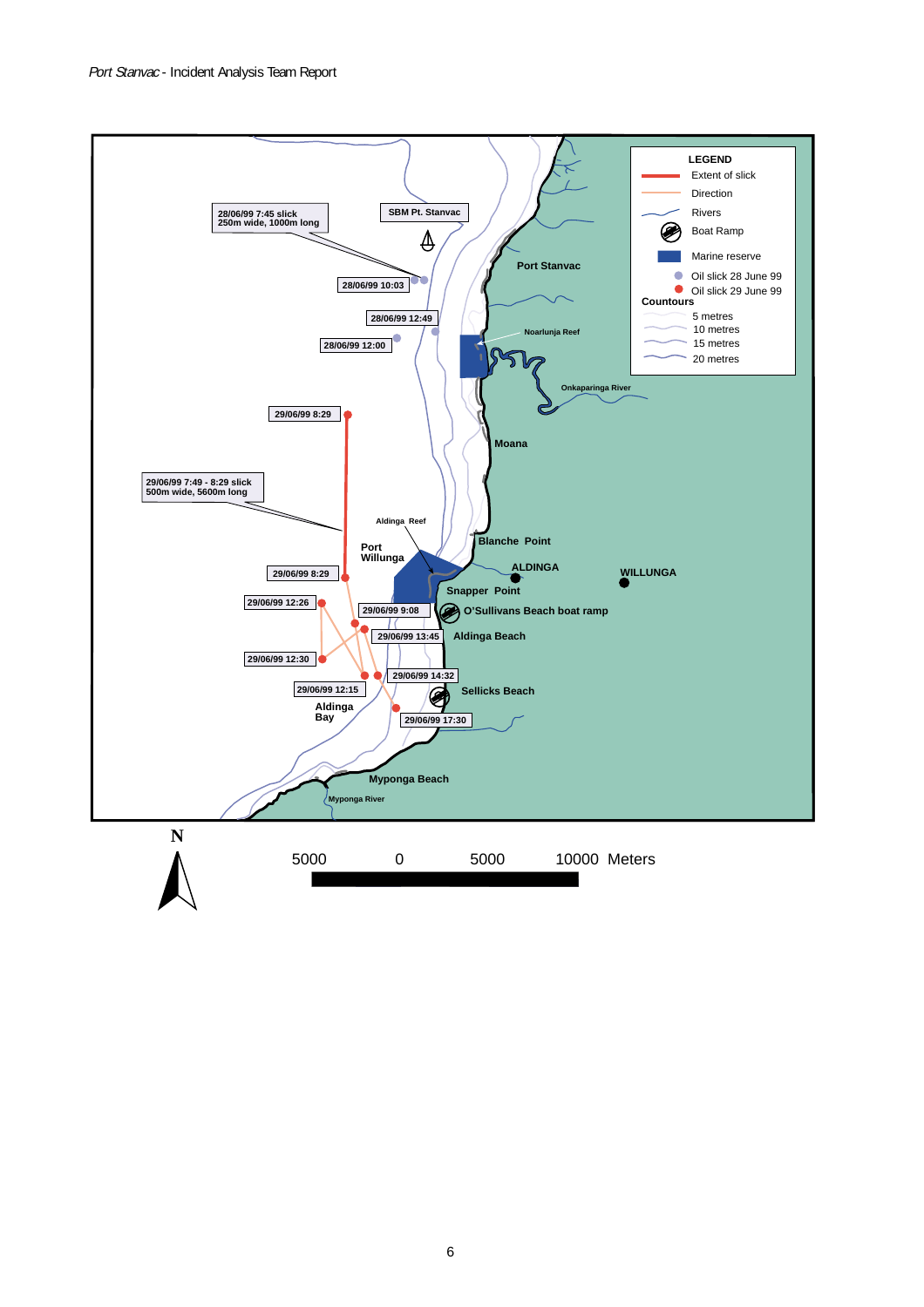LEGEND

- Extent of slick
- Direction
- Rivers
- Boat Ramp
- Marine reserve
- Oil slick 28 June 99
- Oil slick 29 June 99

Countours

- 5 metres
- 10 metres
- 15 metres
- 20 metres

28/06/99 7:45 slick 250m wide, 1000m long

SBM Pt. Stanvac

28/06/99 10:03

28/06/99 12:49

28/06/99 12:00

Port Stanvac

Noarlunja Reef

Onkaparinga River

29/06/99 8:29

Moana

29/06/99 7:49 - 8:29 slick 500m wide, 5600m long

Aldinga Reef

Port Willunga

Blanche Point

ALDINGA

WILLUNGA

29/06/99 8:29

Snapper Point

29/06/99 12:26

29/06/99 9:08

O'Sullivans Beach boat ramp

29/06/99 13:45

Aldinga Beach

29/06/99 12:30

29/06/99 14:32

29/06/99 12:15

Sellicks Beach

Aldinga Bay

29/06/99 17:30

Myponga Beach

Myponga River

N

5000 0 5000 10000 Meters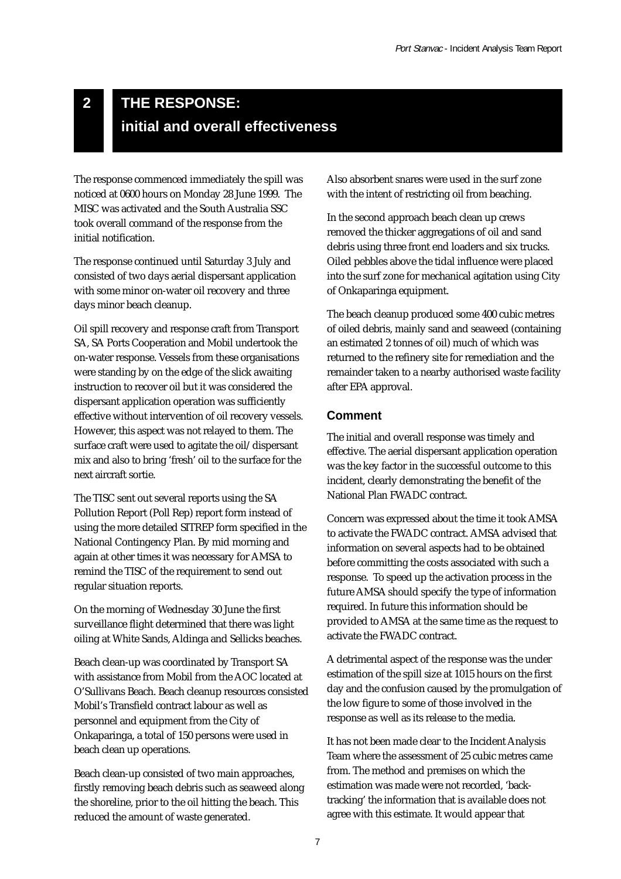# 2 THE RESPONSE: initial and overall effectiveness

The response commenced immediately the spill was noticed at 0600 hours on Monday 28 June 1999. The MISC was activated and the South Australia SSC took overall command of the response from the initial notification.

The response continued until Saturday 3 July and consisted of two days aerial dispersant application with some minor on-water oil recovery and three days minor beach cleanup.

Oil spill recovery and response craft from Transport SA, SA Ports Cooperation and Mobil undertook the on-water response. Vessels from these organisations were standing by on the edge of the slick awaiting instruction to recover oil but it was considered the dispersant application operation was sufficiently effective without intervention of oil recovery vessels. However, this aspect was not relayed to them. The surface craft were used to agitate the oil/dispersant mix and also to bring 'fresh' oil to the surface for the next aircraft sortie.

The TISC sent out several reports using the SA Pollution Report (Poll Rep) report form instead of using the more detailed SITREP form specified in the National Contingency Plan. By mid morning and again at other times it was necessary for AMSA to remind the TISC of the requirement to send out regular situation reports.

On the morning of Wednesday 30 June the first surveillance flight determined that there was light oiling at White Sands, Aldinga and Sellicks beaches.

Beach clean-up was coordinated by Transport SA with assistance from Mobil from the AOC located at O'Sullivans Beach. Beach cleanup resources consisted Mobil's Transfield contract labour as well as personnel and equipment from the City of Onkaparinga, a total of 150 persons were used in beach clean up operations.

Beach clean-up consisted of two main approaches, firstly removing beach debris such as seaweed along the shoreline, prior to the oil hitting the beach. This reduced the amount of waste generated.

Also absorbent snares were used in the surf zone with the intent of restricting oil from beaching.

In the second approach beach clean up crews removed the thicker aggregations of oil and sand debris using three front end loaders and six trucks. Oiled pebbles above the tidal influence were placed into the surf zone for mechanical agitation using City of Onkaparinga equipment.

The beach cleanup produced some 400 cubic metres of oiled debris, mainly sand and seaweed (containing an estimated 2 tonnes of oil) much of which was returned to the refinery site for remediation and the remainder taken to a nearby authorised waste facility after EPA approval.

### Comment

The initial and overall response was timely and effective. The aerial dispersant application operation was the key factor in the successful outcome to this incident, clearly demonstrating the benefit of the National Plan FWADC contract.

Concern was expressed about the time it took AMSA to activate the FWADC contract. AMSA advised that information on several aspects had to be obtained before committing the costs associated with such a response. To speed up the activation process in the future AMSA should specify the type of information required. In future this information should be provided to AMSA at the same time as the request to activate the FWADC contract.

A detrimental aspect of the response was the under estimation of the spill size at 1015 hours on the first day and the confusion caused by the promulgation of the low figure to some of those involved in the response as well as its release to the media.

It has not been made clear to the Incident Analysis Team where the assessment of 25 cubic metres came from. The method and premises on which the estimation was made were not recorded, 'back-tracking' the information that is available does not agree with this estimate. It would appear that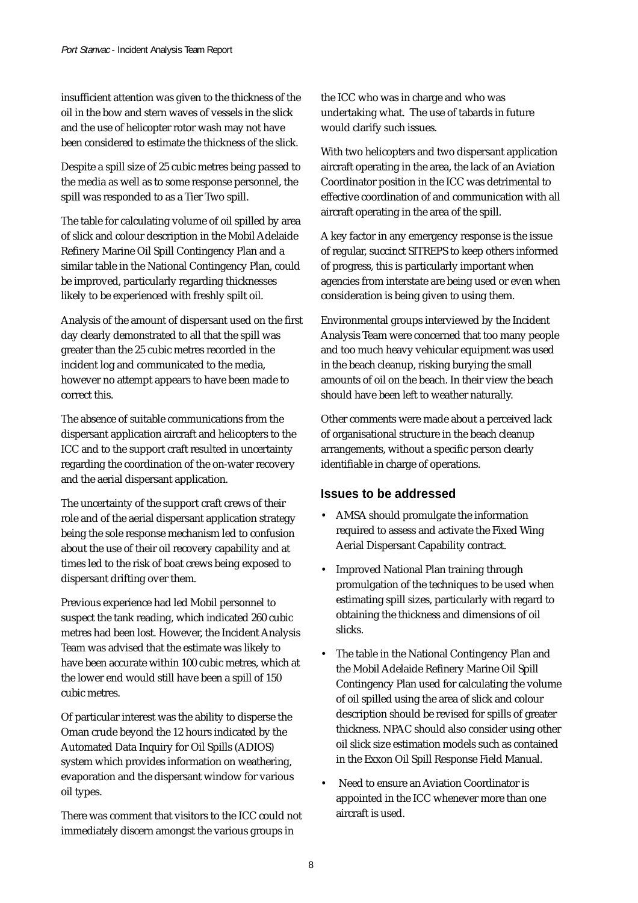insufficient attention was given to the thickness of the oil in the bow and stern waves of vessels in the slick and the use of helicopter rotor wash may not have been considered to estimate the thickness of the slick.

Despite a spill size of 25 cubic metres being passed to the media as well as to some response personnel, the spill was responded to as a Tier Two spill.

The table for calculating volume of oil spilled by area of slick and colour description in the Mobil Adelaide Refinery Marine Oil Spill Contingency Plan and a similar table in the National Contingency Plan, could be improved, particularly regarding thicknesses likely to be experienced with freshly spilt oil.

Analysis of the amount of dispersant used on the first day clearly demonstrated to all that the spill was greater than the 25 cubic metres recorded in the incident log and communicated to the media, however no attempt appears to have been made to correct this.

The absence of suitable communications from the dispersant application aircraft and helicopters to the ICC and to the support craft resulted in uncertainty regarding the coordination of the on-water recovery and the aerial dispersant application.

The uncertainty of the support craft crews of their role and of the aerial dispersant application strategy being the sole response mechanism led to confusion about the use of their oil recovery capability and at times led to the risk of boat crews being exposed to dispersant drifting over them.

Previous experience had led Mobil personnel to suspect the tank reading, which indicated 260 cubic metres had been lost. However, the Incident Analysis Team was advised that the estimate was likely to have been accurate within 100 cubic metres, which at the lower end would still have been a spill of 150 cubic metres.

Of particular interest was the ability to disperse the Oman crude beyond the 12 hours indicated by the Automated Data Inquiry for Oil Spills (ADIOS) system which provides information on weathering, evaporation and the dispersant window for various oil types.

There was comment that visitors to the ICC could not immediately discern amongst the various groups in the ICC who was in charge and who was undertaking what. The use of tabards in future would clarify such issues.

With two helicopters and two dispersant application aircraft operating in the area, the lack of an Aviation Coordinator position in the ICC was detrimental to effective coordination of and communication with all aircraft operating in the area of the spill.

A key factor in any emergency response is the issue of regular, succinct SITREPS to keep others informed of progress, this is particularly important when agencies from interstate are being used or even when consideration is being given to using them.

Environmental groups interviewed by the Incident Analysis Team were concerned that too many people and too much heavy vehicular equipment was used in the beach cleanup, risking burying the small amounts of oil on the beach. In their view the beach should have been left to weather naturally.

Other comments were made about a perceived lack of organisational structure in the beach cleanup arrangements, without a specific person clearly identifiable in charge of operations.

### Issues to be addressed

- AMSA should promulgate the information required to assess and activate the Fixed Wing Aerial Dispersant Capability contract.
- Improved National Plan training through promulgation of the techniques to be used when estimating spill sizes, particularly with regard to obtaining the thickness and dimensions of oil slicks.
- The table in the National Contingency Plan and the Mobil Adelaide Refinery Marine Oil Spill Contingency Plan used for calculating the volume of oil spilled using the area of slick and colour description should be revised for spills of greater thickness. NPAC should also consider using other oil slick size estimation models such as contained in the Exxon Oil Spill Response Field Manual.
- Need to ensure an Aviation Coordinator is appointed in the ICC whenever more than one aircraft is used.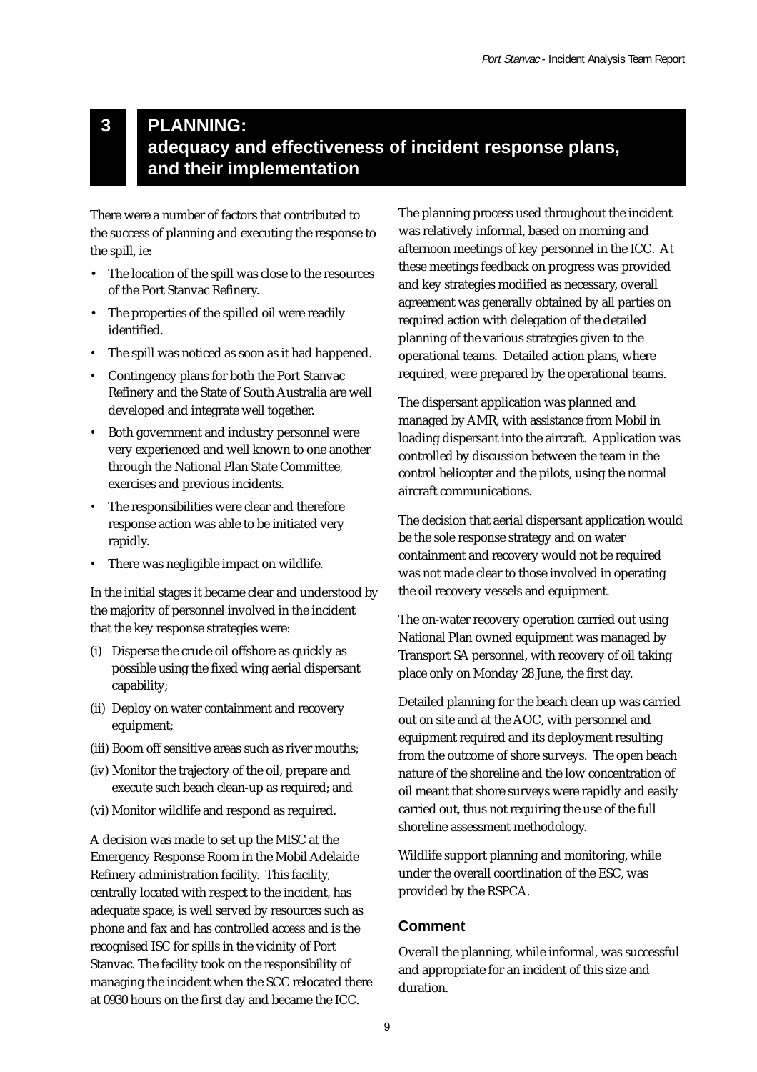# 3 PLANNING: adequacy and effectiveness of incident response plans, and their implementation

There were a number of factors that contributed to the success of planning and executing the response to the spill, ie:

- The location of the spill was close to the resources of the Port Stanvac Refinery.
- The properties of the spilled oil were readily identified.
- The spill was noticed as soon as it had happened.
- Contingency plans for both the Port Stanvac Refinery and the State of South Australia are well developed and integrate well together.
- Both government and industry personnel were very experienced and well known to one another through the National Plan State Committee, exercises and previous incidents.
- The responsibilities were clear and therefore response action was able to be initiated very rapidly.
- There was negligible impact on wildlife.

In the initial stages it became clear and understood by the majority of personnel involved in the incident that the key response strategies were:

(i) Disperse the crude oil offshore as quickly as possible using the fixed wing aerial dispersant capability;

(ii) Deploy on water containment and recovery equipment;

(iii) Boom off sensitive areas such as river mouths;

(iv) Monitor the trajectory of the oil, prepare and execute such beach clean-up as required; and

(vi) Monitor wildlife and respond as required.

A decision was made to set up the MISC at the Emergency Response Room in the Mobil Adelaide Refinery administration facility. This facility, centrally located with respect to the incident, has adequate space, is well served by resources such as phone and fax and has controlled access and is the recognised ISC for spills in the vicinity of Port Stanvac. The facility took on the responsibility of managing the incident when the SCC relocated there at 0930 hours on the first day and became the ICC.

The planning process used throughout the incident was relatively informal, based on morning and afternoon meetings of key personnel in the ICC. At these meetings feedback on progress was provided and key strategies modified as necessary, overall agreement was generally obtained by all parties on required action with delegation of the detailed planning of the various strategies given to the operational teams. Detailed action plans, where required, were prepared by the operational teams.

The dispersant application was planned and managed by AMR, with assistance from Mobil in loading dispersant into the aircraft. Application was controlled by discussion between the team in the control helicopter and the pilots, using the normal aircraft communications.

The decision that aerial dispersant application would be the sole response strategy and on water containment and recovery would not be required was not made clear to those involved in operating the oil recovery vessels and equipment.

The on-water recovery operation carried out using National Plan owned equipment was managed by Transport SA personnel, with recovery of oil taking place only on Monday 28 June, the first day.

Detailed planning for the beach clean up was carried out on site and at the AOC, with personnel and equipment required and its deployment resulting from the outcome of shore surveys. The open beach nature of the shoreline and the low concentration of oil meant that shore surveys were rapidly and easily carried out, thus not requiring the use of the full shoreline assessment methodology.

Wildlife support planning and monitoring, while under the overall coordination of the ESC, was provided by the RSPCA.

### Comment

Overall the planning, while informal, was successful and appropriate for an incident of this size and duration.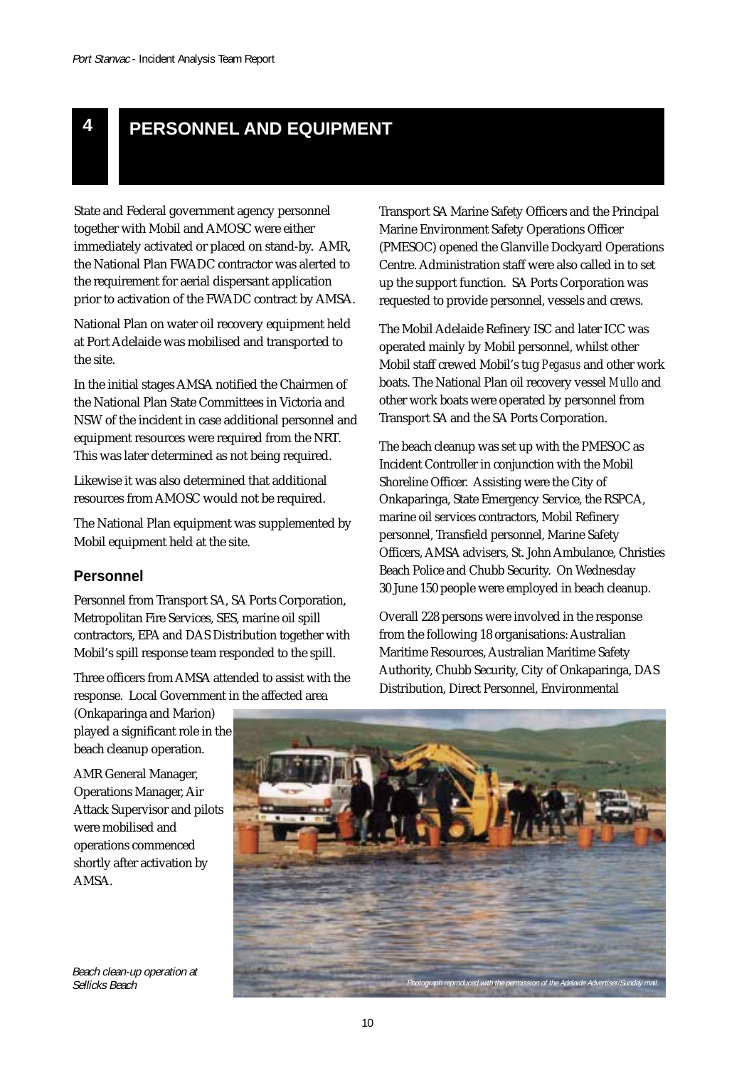# 4 PERSONNEL AND EQUIPMENT

State and Federal government agency personnel together with Mobil and AMOSC were either immediately activated or placed on stand-by. AMR, the National Plan FWADC contractor was alerted to the requirement for aerial dispersant application prior to activation of the FWADC contract by AMSA.

National Plan on water oil recovery equipment held at Port Adelaide was mobilised and transported to the site.

In the initial stages AMSA notified the Chairmen of the National Plan State Committees in Victoria and NSW of the incident in case additional personnel and equipment resources were required from the NRT. This was later determined as not being required.

Likewise it was also determined that additional resources from AMOSC would not be required.

The National Plan equipment was supplemented by Mobil equipment held at the site.

## Personnel

Personnel from Transport SA, SA Ports Corporation, Metropolitan Fire Services, SES, marine oil spill contractors, EPA and DAS Distribution together with Mobil's spill response team responded to the spill.

Three officers from AMSA attended to assist with the response. Local Government in the affected area (Onkaparinga and Marion) played a significant role in the beach cleanup operation.

AMR General Manager, Operations Manager, Air Attack Supervisor and pilots were mobilised and operations commenced shortly after activation by AMSA.

Transport SA Marine Safety Officers and the Principal Marine Environment Safety Operations Officer (PMESOC) opened the Glanville Dockyard Operations Centre. Administration staff were also called in to set up the support function. SA Ports Corporation was requested to provide personnel, vessels and crews.

The Mobil Adelaide Refinery ISC and later ICC was operated mainly by Mobil personnel, whilst other Mobil staff crewed Mobil's tug *Pegasus* and other work boats. The National Plan oil recovery vessel *Mullo* and other work boats were operated by personnel from Transport SA and the SA Ports Corporation.

The beach cleanup was set up with the PMESOC as Incident Controller in conjunction with the Mobil Shoreline Officer. Assisting were the City of Onkaparinga, State Emergency Service, the RSPCA, marine oil services contractors, Mobil Refinery personnel, Transfield personnel, Marine Safety Officers, AMSA advisers, St. John Ambulance, Christies Beach Police and Chubb Security. On Wednesday 30 June 150 people were employed in beach cleanup.

Overall 228 persons were involved in the response from the following 18 organisations: Australian Maritime Resources, Australian Maritime Safety Authority, Chubb Security, City of Onkaparinga, DAS Distribution, Direct Personnel, Environmental

*Beach clean-up operation at Sellicks Beach*

*Photograph reproduced with the permission of the Adelaide Advertiser/Sunday mail.*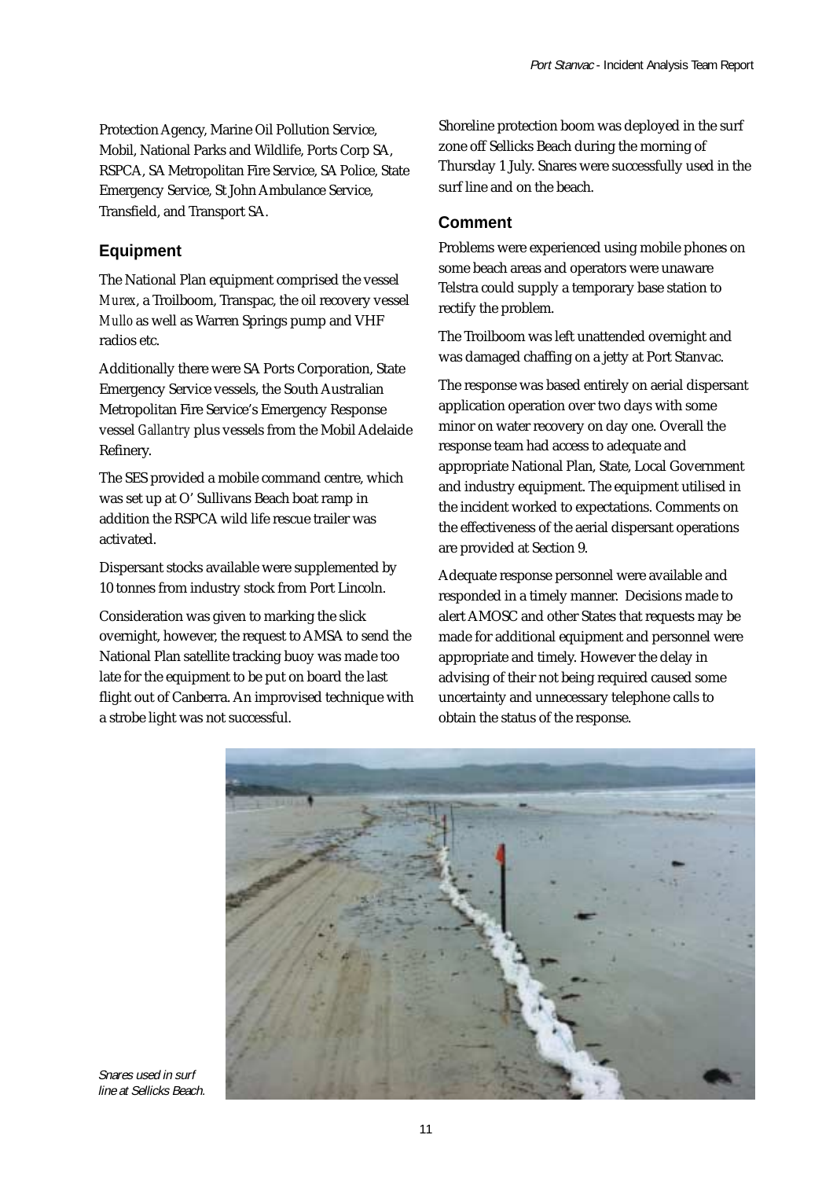Protection Agency, Marine Oil Pollution Service, Mobil, National Parks and Wildlife, Ports Corp SA, RSPCA, SA Metropolitan Fire Service, SA Police, State Emergency Service, St John Ambulance Service, Transfield, and Transport SA.

### Equipment

The National Plan equipment comprised the vessel *Murex*, a Troilboom, Transpac, the oil recovery vessel *Mullo* as well as Warren Springs pump and VHF radios etc.

Additionally there were SA Ports Corporation, State Emergency Service vessels, the South Australian Metropolitan Fire Service's Emergency Response vessel *Gallantry* plus vessels from the Mobil Adelaide Refinery.

The SES provided a mobile command centre, which was set up at O' Sullivans Beach boat ramp in addition the RSPCA wild life rescue trailer was activated.

Dispersant stocks available were supplemented by 10 tonnes from industry stock from Port Lincoln.

Consideration was given to marking the slick overnight, however, the request to AMSA to send the National Plan satellite tracking buoy was made too late for the equipment to be put on board the last flight out of Canberra. An improvised technique with a strobe light was not successful.

Shoreline protection boom was deployed in the surf zone off Sellicks Beach during the morning of Thursday 1 July. Snares were successfully used in the surf line and on the beach.

### Comment

Problems were experienced using mobile phones on some beach areas and operators were unaware Telstra could supply a temporary base station to rectify the problem.

The Troilboom was left unattended overnight and was damaged chaffing on a jetty at Port Stanvac.

The response was based entirely on aerial dispersant application operation over two days with some minor on water recovery on day one. Overall the response team had access to adequate and appropriate National Plan, State, Local Government and industry equipment. The equipment utilised in the incident worked to expectations. Comments on the effectiveness of the aerial dispersant operations are provided at Section 9.

Adequate response personnel were available and responded in a timely manner. Decisions made to alert AMOSC and other States that requests may be made for additional equipment and personnel were appropriate and timely. However the delay in advising of their not being required caused some uncertainty and unnecessary telephone calls to obtain the status of the response.

*Snares used in surf line at Sellicks Beach.*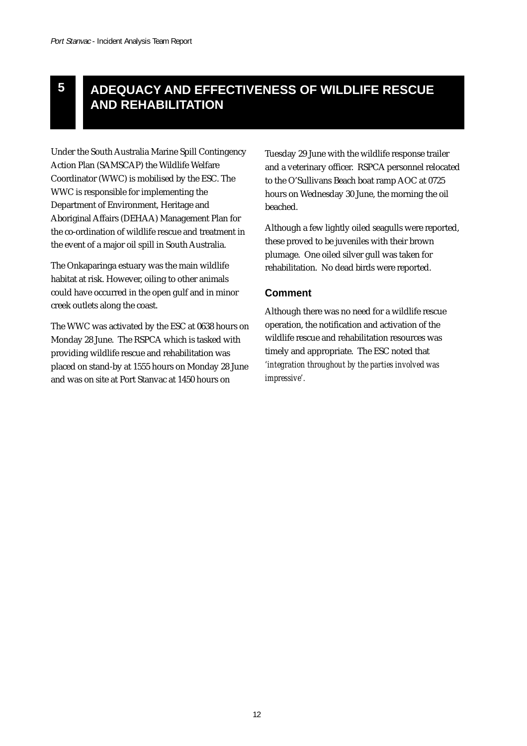# 5 ADEQUACY AND EFFECTIVENESS OF WILDLIFE RESCUE AND REHABILITATION

Under the South Australia Marine Spill Contingency Action Plan (SAMSCAP) the Wildlife Welfare Coordinator (WWC) is mobilised by the ESC. The WWC is responsible for implementing the Department of Environment, Heritage and Aboriginal Affairs (DEHAA) Management Plan for the co-ordination of wildlife rescue and treatment in the event of a major oil spill in South Australia.

The Onkaparinga estuary was the main wildlife habitat at risk. However, oiling to other animals could have occurred in the open gulf and in minor creek outlets along the coast.

The WWC was activated by the ESC at 0638 hours on Monday 28 June. The RSPCA which is tasked with providing wildlife rescue and rehabilitation was placed on stand-by at 1555 hours on Monday 28 June and was on site at Port Stanvac at 1450 hours on Tuesday 29 June with the wildlife response trailer and a veterinary officer. RSPCA personnel relocated to the O'Sullivans Beach boat ramp AOC at 0725 hours on Wednesday 30 June, the morning the oil beached.

Although a few lightly oiled seagulls were reported, these proved to be juveniles with their brown plumage. One oiled silver gull was taken for rehabilitation. No dead birds were reported.

### Comment

Although there was no need for a wildlife rescue operation, the notification and activation of the wildlife rescue and rehabilitation resources was timely and appropriate. The ESC noted that *'integration throughout by the parties involved was impressive'*.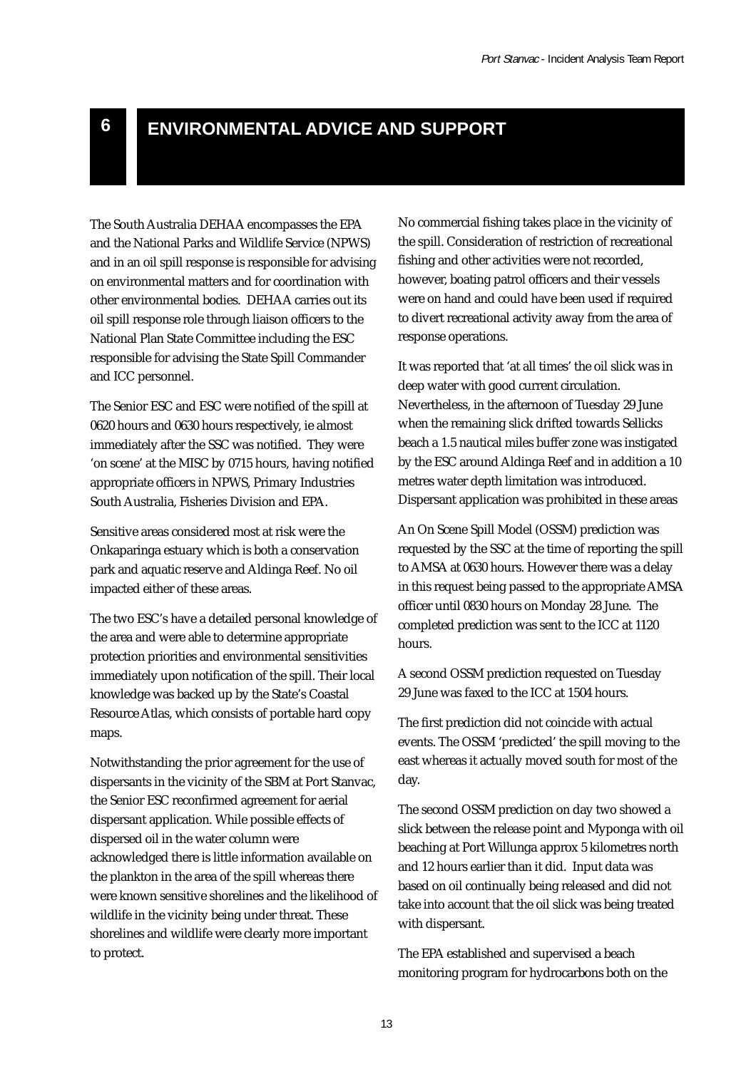# 6 ENVIRONMENTAL ADVICE AND SUPPORT

The South Australia DEHAA encompasses the EPA and the National Parks and Wildlife Service (NPWS) and in an oil spill response is responsible for advising on environmental matters and for coordination with other environmental bodies. DEHAA carries out its oil spill response role through liaison officers to the National Plan State Committee including the ESC responsible for advising the State Spill Commander and ICC personnel.

The Senior ESC and ESC were notified of the spill at 0620 hours and 0630 hours respectively, ie almost immediately after the SSC was notified. They were 'on scene' at the MISC by 0715 hours, having notified appropriate officers in NPWS, Primary Industries South Australia, Fisheries Division and EPA.

Sensitive areas considered most at risk were the Onkaparinga estuary which is both a conservation park and aquatic reserve and Aldinga Reef. No oil impacted either of these areas.

The two ESC's have a detailed personal knowledge of the area and were able to determine appropriate protection priorities and environmental sensitivities immediately upon notification of the spill. Their local knowledge was backed up by the State's Coastal Resource Atlas, which consists of portable hard copy maps.

Notwithstanding the prior agreement for the use of dispersants in the vicinity of the SBM at Port Stanvac, the Senior ESC reconfirmed agreement for aerial dispersant application. While possible effects of dispersed oil in the water column were acknowledged there is little information available on the plankton in the area of the spill whereas there were known sensitive shorelines and the likelihood of wildlife in the vicinity being under threat. These shorelines and wildlife were clearly more important to protect.

No commercial fishing takes place in the vicinity of the spill. Consideration of restriction of recreational fishing and other activities were not recorded, however, boating patrol officers and their vessels were on hand and could have been used if required to divert recreational activity away from the area of response operations.

It was reported that 'at all times' the oil slick was in deep water with good current circulation. Nevertheless, in the afternoon of Tuesday 29 June when the remaining slick drifted towards Sellicks beach a 1.5 nautical miles buffer zone was instigated by the ESC around Aldinga Reef and in addition a 10 metres water depth limitation was introduced. Dispersant application was prohibited in these areas

An On Scene Spill Model (OSSM) prediction was requested by the SSC at the time of reporting the spill to AMSA at 0630 hours. However there was a delay in this request being passed to the appropriate AMSA officer until 0830 hours on Monday 28 June. The completed prediction was sent to the ICC at 1120 hours.

A second OSSM prediction requested on Tuesday 29 June was faxed to the ICC at 1504 hours.

The first prediction did not coincide with actual events. The OSSM 'predicted' the spill moving to the east whereas it actually moved south for most of the day.

The second OSSM prediction on day two showed a slick between the release point and Myponga with oil beaching at Port Willunga approx 5 kilometres north and 12 hours earlier than it did. Input data was based on oil continually being released and did not take into account that the oil slick was being treated with dispersant.

The EPA established and supervised a beach monitoring program for hydrocarbons both on the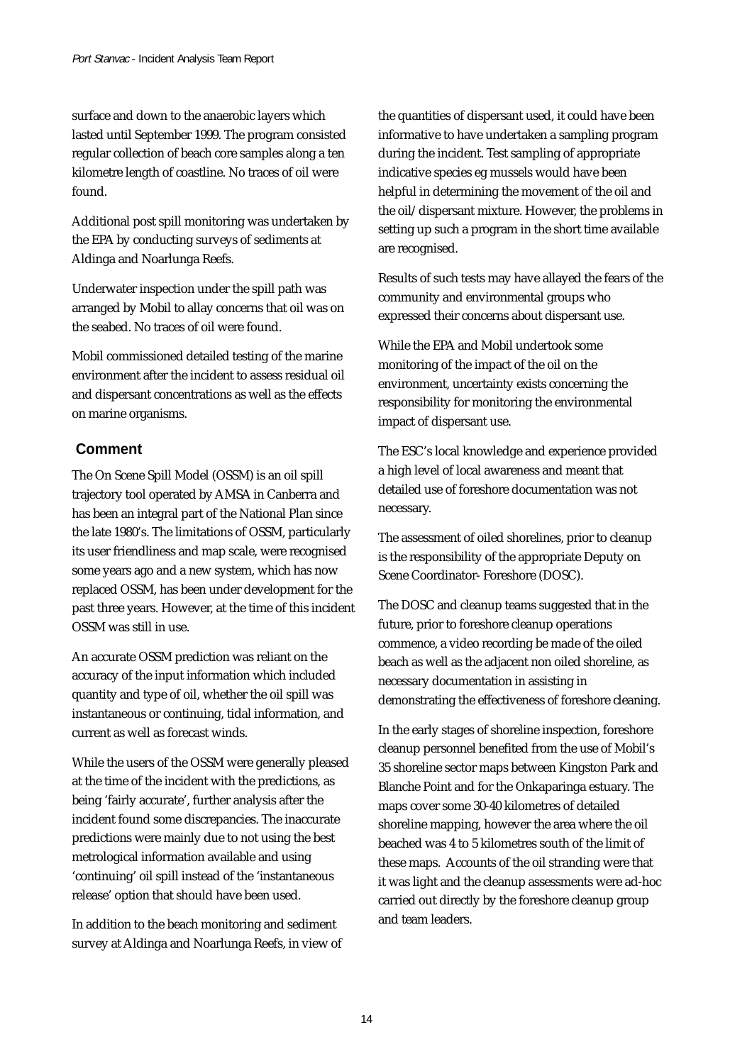surface and down to the anaerobic layers which lasted until September 1999. The program consisted regular collection of beach core samples along a ten kilometre length of coastline. No traces of oil were found.

Additional post spill monitoring was undertaken by the EPA by conducting surveys of sediments at Aldinga and Noarlunga Reefs.

Underwater inspection under the spill path was arranged by Mobil to allay concerns that oil was on the seabed. No traces of oil were found.

Mobil commissioned detailed testing of the marine environment after the incident to assess residual oil and dispersant concentrations as well as the effects on marine organisms.

## Comment

The On Scene Spill Model (OSSM) is an oil spill trajectory tool operated by AMSA in Canberra and has been an integral part of the National Plan since the late 1980's. The limitations of OSSM, particularly its user friendliness and map scale, were recognised some years ago and a new system, which has now replaced OSSM, has been under development for the past three years. However, at the time of this incident OSSM was still in use.

An accurate OSSM prediction was reliant on the accuracy of the input information which included quantity and type of oil, whether the oil spill was instantaneous or continuing, tidal information, and current as well as forecast winds.

While the users of the OSSM were generally pleased at the time of the incident with the predictions, as being 'fairly accurate', further analysis after the incident found some discrepancies. The inaccurate predictions were mainly due to not using the best metrological information available and using 'continuing' oil spill instead of the 'instantaneous release' option that should have been used.

In addition to the beach monitoring and sediment survey at Aldinga and Noarlunga Reefs, in view of the quantities of dispersant used, it could have been informative to have undertaken a sampling program during the incident. Test sampling of appropriate indicative species eg mussels would have been helpful in determining the movement of the oil and the oil/dispersant mixture. However, the problems in setting up such a program in the short time available are recognised.

Results of such tests may have allayed the fears of the community and environmental groups who expressed their concerns about dispersant use.

While the EPA and Mobil undertook some monitoring of the impact of the oil on the environment, uncertainty exists concerning the responsibility for monitoring the environmental impact of dispersant use.

The ESC's local knowledge and experience provided a high level of local awareness and meant that detailed use of foreshore documentation was not necessary.

The assessment of oiled shorelines, prior to cleanup is the responsibility of the appropriate Deputy on Scene Coordinator- Foreshore (DOSC).

The DOSC and cleanup teams suggested that in the future, prior to foreshore cleanup operations commence, a video recording be made of the oiled beach as well as the adjacent non oiled shoreline, as necessary documentation in assisting in demonstrating the effectiveness of foreshore cleaning.

In the early stages of shoreline inspection, foreshore cleanup personnel benefited from the use of Mobil's 35 shoreline sector maps between Kingston Park and Blanche Point and for the Onkaparinga estuary. The maps cover some 30-40 kilometres of detailed shoreline mapping, however the area where the oil beached was 4 to 5 kilometres south of the limit of these maps. Accounts of the oil stranding were that it was light and the cleanup assessments were ad-hoc carried out directly by the foreshore cleanup group and team leaders.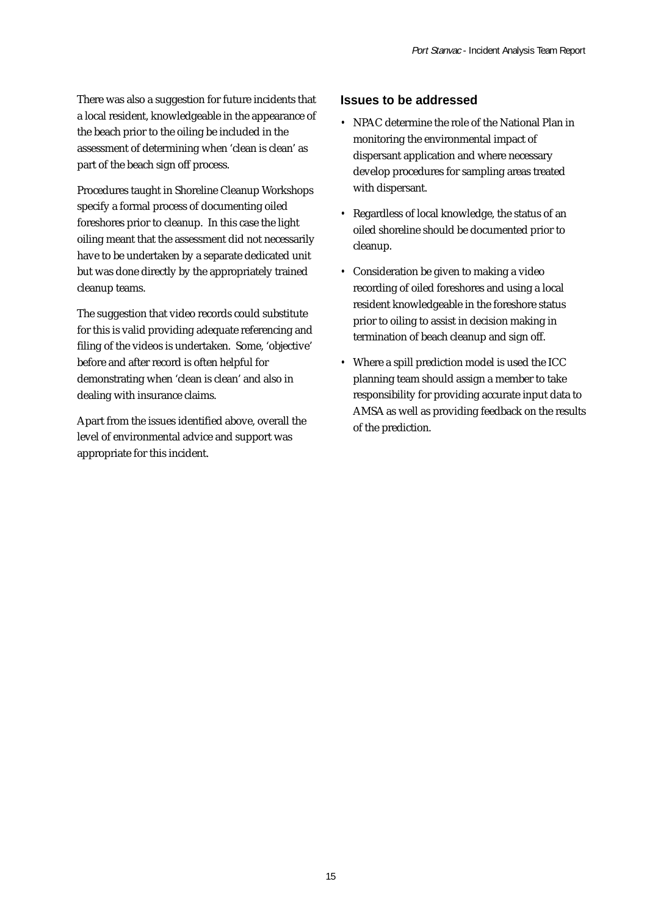There was also a suggestion for future incidents that a local resident, knowledgeable in the appearance of the beach prior to the oiling be included in the assessment of determining when 'clean is clean' as part of the beach sign off process.

Procedures taught in Shoreline Cleanup Workshops specify a formal process of documenting oiled foreshores prior to cleanup. In this case the light oiling meant that the assessment did not necessarily have to be undertaken by a separate dedicated unit but was done directly by the appropriately trained cleanup teams.

The suggestion that video records could substitute for this is valid providing adequate referencing and filing of the videos is undertaken. Some, 'objective' before and after record is often helpful for demonstrating when 'clean is clean' and also in dealing with insurance claims.

Apart from the issues identified above, overall the level of environmental advice and support was appropriate for this incident.

### Issues to be addressed

- NPAC determine the role of the National Plan in monitoring the environmental impact of dispersant application and where necessary develop procedures for sampling areas treated with dispersant.
- Regardless of local knowledge, the status of an oiled shoreline should be documented prior to cleanup.
- Consideration be given to making a video recording of oiled foreshores and using a local resident knowledgeable in the foreshore status prior to oiling to assist in decision making in termination of beach cleanup and sign off.
- Where a spill prediction model is used the ICC planning team should assign a member to take responsibility for providing accurate input data to AMSA as well as providing feedback on the results of the prediction.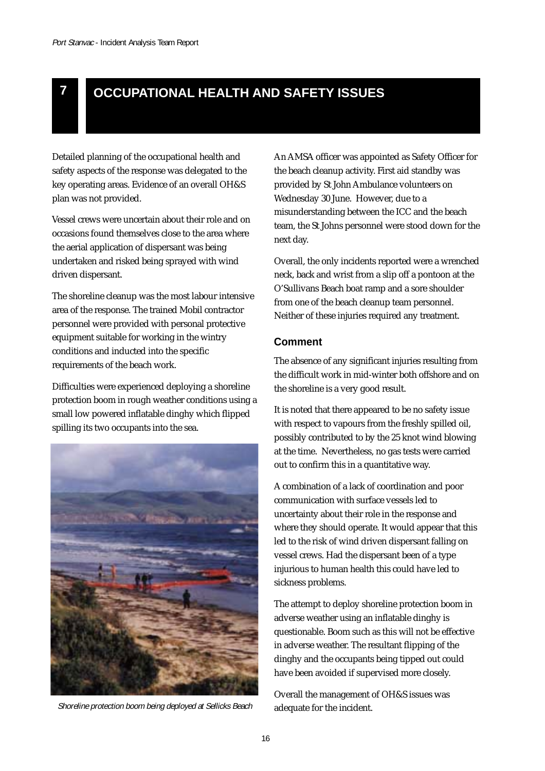# 7 OCCUPATIONAL HEALTH AND SAFETY ISSUES

Detailed planning of the occupational health and safety aspects of the response was delegated to the key operating areas. Evidence of an overall OH&S plan was not provided.

Vessel crews were uncertain about their role and on occasions found themselves close to the area where the aerial application of dispersant was being undertaken and risked being sprayed with wind driven dispersant.

The shoreline cleanup was the most labour intensive area of the response. The trained Mobil contractor personnel were provided with personal protective equipment suitable for working in the wintry conditions and inducted into the specific requirements of the beach work.

Difficulties were experienced deploying a shoreline protection boom in rough weather conditions using a small low powered inflatable dinghy which flipped spilling its two occupants into the sea.

*Shoreline protection boom being deployed at Sellicks Beach*

An AMSA officer was appointed as Safety Officer for the beach cleanup activity. First aid standby was provided by St John Ambulance volunteers on Wednesday 30 June. However, due to a misunderstanding between the ICC and the beach team, the St Johns personnel were stood down for the next day.

Overall, the only incidents reported were a wrenched neck, back and wrist from a slip off a pontoon at the O'Sullivans Beach boat ramp and a sore shoulder from one of the beach cleanup team personnel. Neither of these injuries required any treatment.

### Comment

The absence of any significant injuries resulting from the difficult work in mid-winter both offshore and on the shoreline is a very good result.

It is noted that there appeared to be no safety issue with respect to vapours from the freshly spilled oil, possibly contributed to by the 25 knot wind blowing at the time. Nevertheless, no gas tests were carried out to confirm this in a quantitative way.

A combination of a lack of coordination and poor communication with surface vessels led to uncertainty about their role in the response and where they should operate. It would appear that this led to the risk of wind driven dispersant falling on vessel crews. Had the dispersant been of a type injurious to human health this could have led to sickness problems.

The attempt to deploy shoreline protection boom in adverse weather using an inflatable dinghy is questionable. Boom such as this will not be effective in adverse weather. The resultant flipping of the dinghy and the occupants being tipped out could have been avoided if supervised more closely.

Overall the management of OH&S issues was adequate for the incident.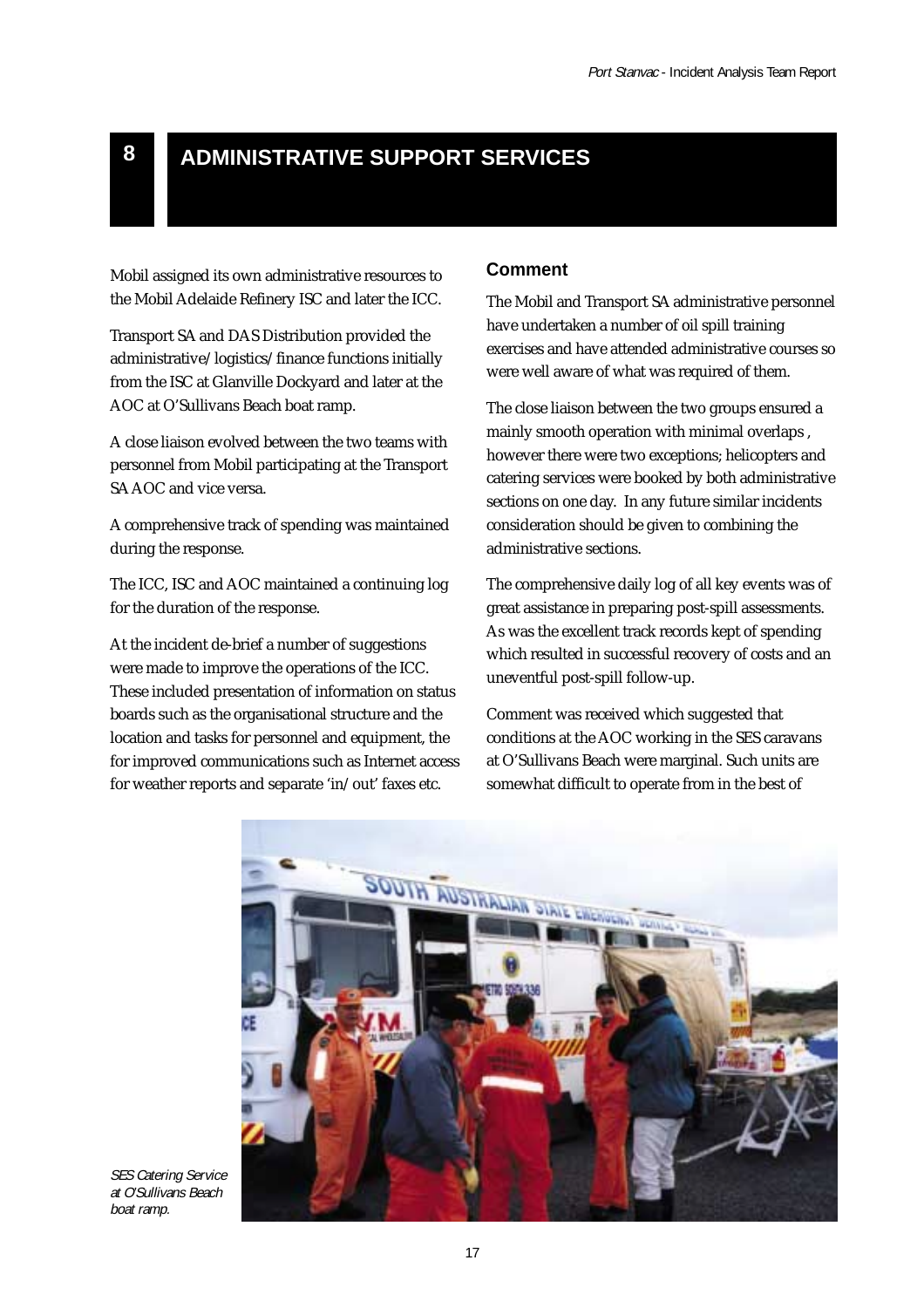## 8 ADMINISTRATIVE SUPPORT SERVICES

Mobil assigned its own administrative resources to the Mobil Adelaide Refinery ISC and later the ICC.

Transport SA and DAS Distribution provided the administrative/logistics/finance functions initially from the ISC at Glanville Dockyard and later at the AOC at O'Sullivans Beach boat ramp.

A close liaison evolved between the two teams with personnel from Mobil participating at the Transport SA AOC and vice versa.

A comprehensive track of spending was maintained during the response.

The ICC, ISC and AOC maintained a continuing log for the duration of the response.

At the incident de-brief a number of suggestions were made to improve the operations of the ICC. These included presentation of information on status boards such as the organisational structure and the location and tasks for personnel and equipment, the for improved communications such as Internet access for weather reports and separate 'in/out' faxes etc.

### Comment

The Mobil and Transport SA administrative personnel have undertaken a number of oil spill training exercises and have attended administrative courses so were well aware of what was required of them.

The close liaison between the two groups ensured a mainly smooth operation with minimal overlaps , however there were two exceptions; helicopters and catering services were booked by both administrative sections on one day. In any future similar incidents consideration should be given to combining the administrative sections.

The comprehensive daily log of all key events was of great assistance in preparing post-spill assessments. As was the excellent track records kept of spending which resulted in successful recovery of costs and an uneventful post-spill follow-up.

Comment was received which suggested that conditions at the AOC working in the SES caravans at O'Sullivans Beach were marginal. Such units are somewhat difficult to operate from in the best of

*SES Catering Service at O'Sullivans Beach boat ramp.*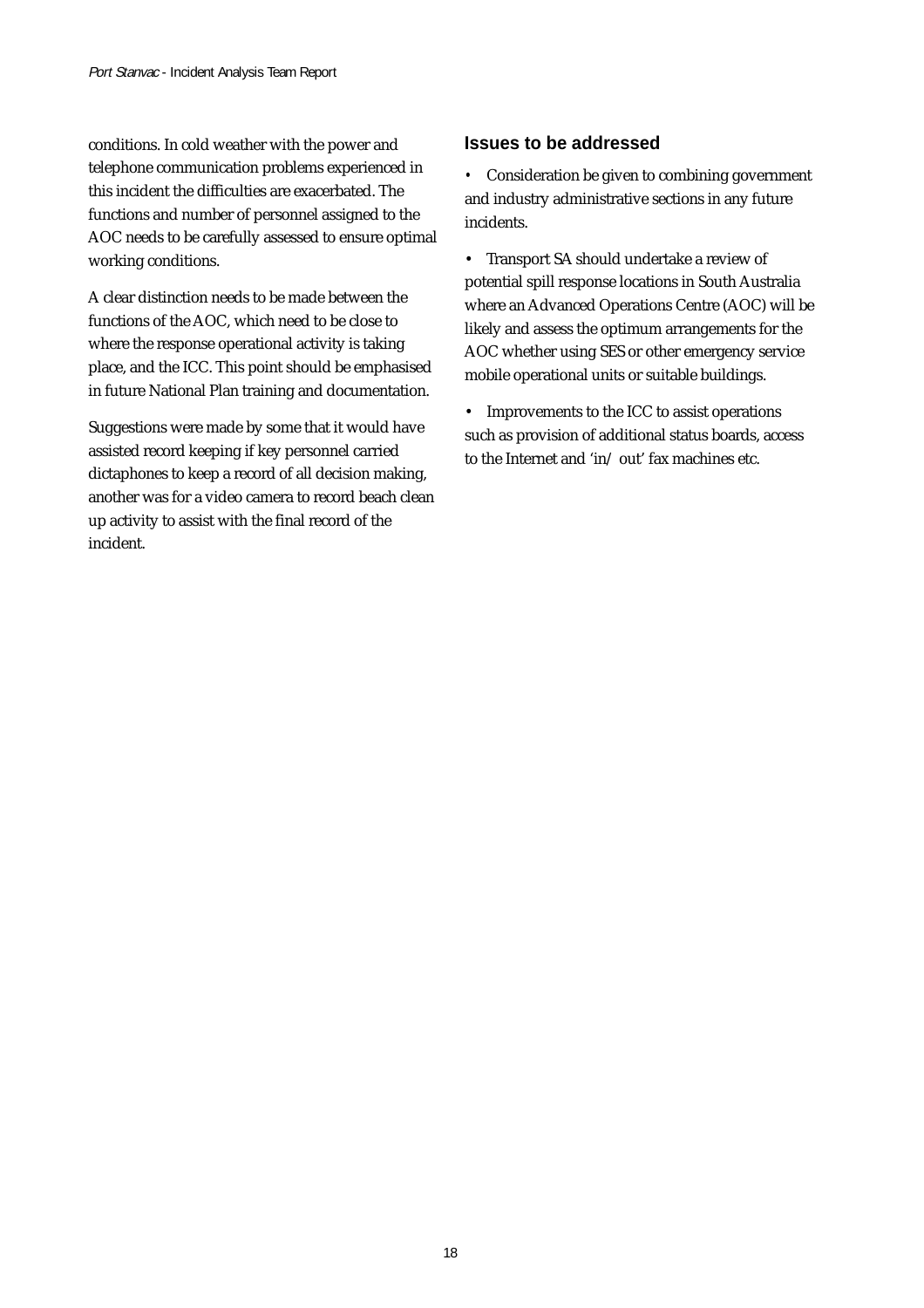conditions. In cold weather with the power and telephone communication problems experienced in this incident the difficulties are exacerbated. The functions and number of personnel assigned to the AOC needs to be carefully assessed to ensure optimal working conditions.

A clear distinction needs to be made between the functions of the AOC, which need to be close to where the response operational activity is taking place, and the ICC. This point should be emphasised in future National Plan training and documentation.

Suggestions were made by some that it would have assisted record keeping if key personnel carried dictaphones to keep a record of all decision making, another was for a video camera to record beach clean up activity to assist with the final record of the incident.

### Issues to be addressed

- Consideration be given to combining government and industry administrative sections in any future incidents.
- Transport SA should undertake a review of potential spill response locations in South Australia where an Advanced Operations Centre (AOC) will be likely and assess the optimum arrangements for the AOC whether using SES or other emergency service mobile operational units or suitable buildings.
- Improvements to the ICC to assist operations such as provision of additional status boards, access to the Internet and 'in/ out' fax machines etc.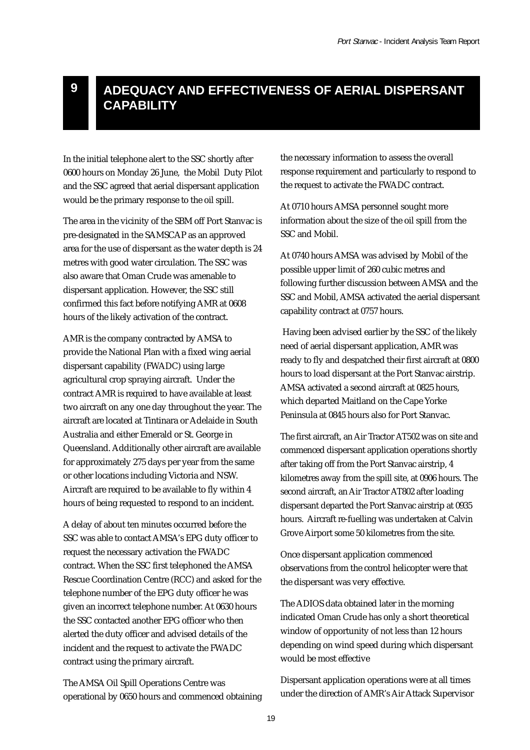# 9 ADEQUACY AND EFFECTIVENESS OF AERIAL DISPERSANT CAPABILITY

In the initial telephone alert to the SSC shortly after 0600 hours on Monday 26 June, the Mobil Duty Pilot and the SSC agreed that aerial dispersant application would be the primary response to the oil spill.

The area in the vicinity of the SBM off Port Stanvac is pre-designated in the SAMSCAP as an approved area for the use of dispersant as the water depth is 24 metres with good water circulation. The SSC was also aware that Oman Crude was amenable to dispersant application. However, the SSC still confirmed this fact before notifying AMR at 0608 hours of the likely activation of the contract.

AMR is the company contracted by AMSA to provide the National Plan with a fixed wing aerial dispersant capability (FWADC) using large agricultural crop spraying aircraft. Under the contract AMR is required to have available at least two aircraft on any one day throughout the year. The aircraft are located at Tintinara or Adelaide in South Australia and either Emerald or St. George in Queensland. Additionally other aircraft are available for approximately 275 days per year from the same or other locations including Victoria and NSW. Aircraft are required to be available to fly within 4 hours of being requested to respond to an incident.

A delay of about ten minutes occurred before the SSC was able to contact AMSA's EPG duty officer to request the necessary activation the FWADC contract. When the SSC first telephoned the AMSA Rescue Coordination Centre (RCC) and asked for the telephone number of the EPG duty officer he was given an incorrect telephone number. At 0630 hours the SSC contacted another EPG officer who then alerted the duty officer and advised details of the incident and the request to activate the FWADC contract using the primary aircraft.

The AMSA Oil Spill Operations Centre was operational by 0650 hours and commenced obtaining the necessary information to assess the overall response requirement and particularly to respond to the request to activate the FWADC contract.

At 0710 hours AMSA personnel sought more information about the size of the oil spill from the SSC and Mobil.

At 0740 hours AMSA was advised by Mobil of the possible upper limit of 260 cubic metres and following further discussion between AMSA and the SSC and Mobil, AMSA activated the aerial dispersant capability contract at 0757 hours.

Having been advised earlier by the SSC of the likely need of aerial dispersant application, AMR was ready to fly and despatched their first aircraft at 0800 hours to load dispersant at the Port Stanvac airstrip. AMSA activated a second aircraft at 0825 hours, which departed Maitland on the Cape Yorke Peninsula at 0845 hours also for Port Stanvac.

The first aircraft, an Air Tractor AT502 was on site and commenced dispersant application operations shortly after taking off from the Port Stanvac airstrip, 4 kilometres away from the spill site, at 0906 hours. The second aircraft, an Air Tractor AT802 after loading dispersant departed the Port Stanvac airstrip at 0935 hours. Aircraft re-fuelling was undertaken at Calvin Grove Airport some 50 kilometres from the site.

Once dispersant application commenced observations from the control helicopter were that the dispersant was very effective.

The ADIOS data obtained later in the morning indicated Oman Crude has only a short theoretical window of opportunity of not less than 12 hours depending on wind speed during which dispersant would be most effective

Dispersant application operations were at all times under the direction of AMR's Air Attack Supervisor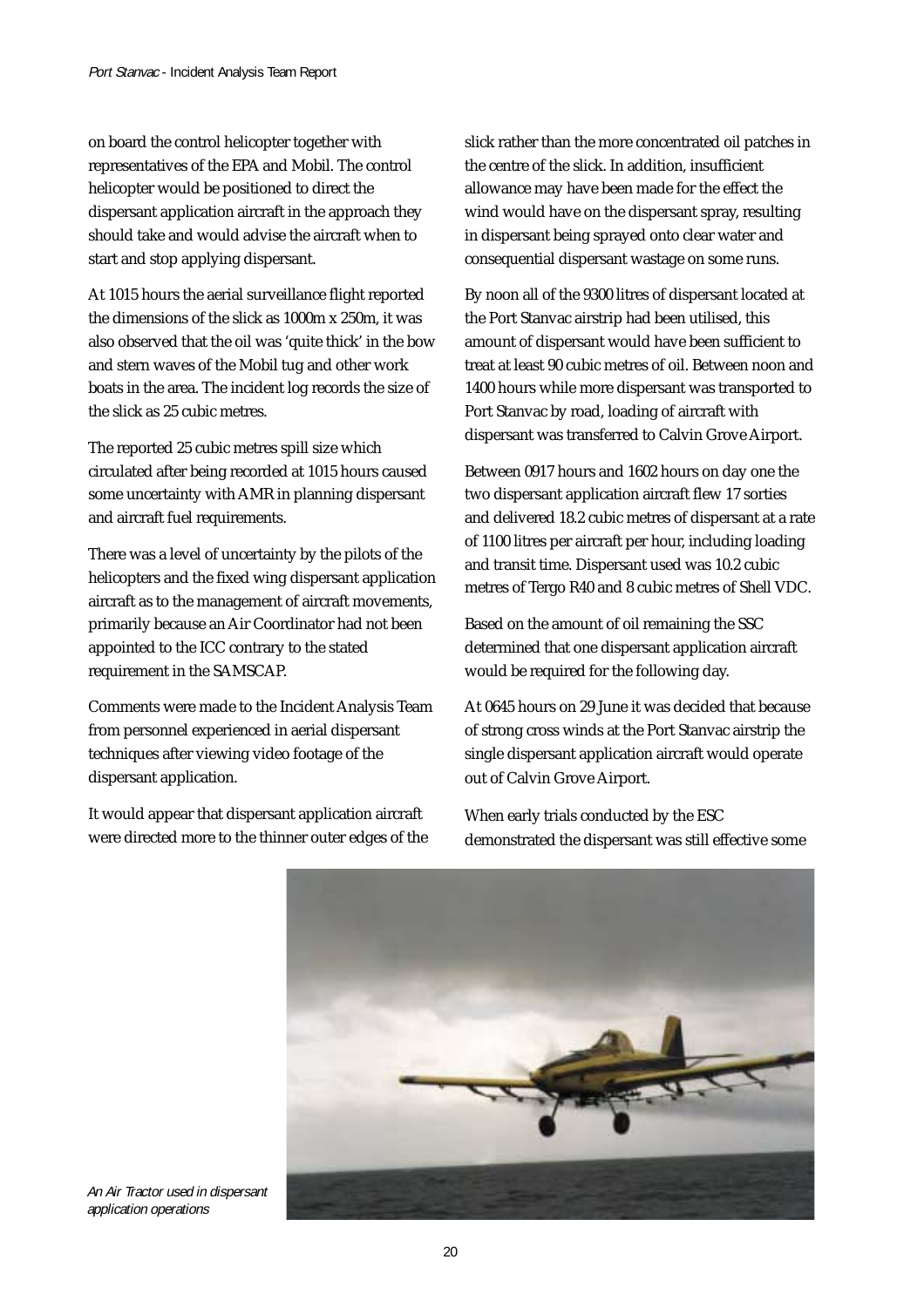on board the control helicopter together with representatives of the EPA and Mobil. The control helicopter would be positioned to direct the dispersant application aircraft in the approach they should take and would advise the aircraft when to start and stop applying dispersant.

At 1015 hours the aerial surveillance flight reported the dimensions of the slick as 1000m x 250m, it was also observed that the oil was 'quite thick' in the bow and stern waves of the Mobil tug and other work boats in the area. The incident log records the size of the slick as 25 cubic metres.

The reported 25 cubic metres spill size which circulated after being recorded at 1015 hours caused some uncertainty with AMR in planning dispersant and aircraft fuel requirements.

There was a level of uncertainty by the pilots of the helicopters and the fixed wing dispersant application aircraft as to the management of aircraft movements, primarily because an Air Coordinator had not been appointed to the ICC contrary to the stated requirement in the SAMSCAP.

Comments were made to the Incident Analysis Team from personnel experienced in aerial dispersant techniques after viewing video footage of the dispersant application.

It would appear that dispersant application aircraft were directed more to the thinner outer edges of the slick rather than the more concentrated oil patches in the centre of the slick. In addition, insufficient allowance may have been made for the effect the wind would have on the dispersant spray, resulting in dispersant being sprayed onto clear water and consequential dispersant wastage on some runs.

By noon all of the 9300 litres of dispersant located at the Port Stanvac airstrip had been utilised, this amount of dispersant would have been sufficient to treat at least 90 cubic metres of oil. Between noon and 1400 hours while more dispersant was transported to Port Stanvac by road, loading of aircraft with dispersant was transferred to Calvin Grove Airport.

Between 0917 hours and 1602 hours on day one the two dispersant application aircraft flew 17 sorties and delivered 18.2 cubic metres of dispersant at a rate of 1100 litres per aircraft per hour, including loading and transit time. Dispersant used was 10.2 cubic metres of Tergo R40 and 8 cubic metres of Shell VDC.

Based on the amount of oil remaining the SSC determined that one dispersant application aircraft would be required for the following day.

At 0645 hours on 29 June it was decided that because of strong cross winds at the Port Stanvac airstrip the single dispersant application aircraft would operate out of Calvin Grove Airport.

When early trials conducted by the ESC demonstrated the dispersant was still effective some

*An Air Tractor used in dispersant application operations*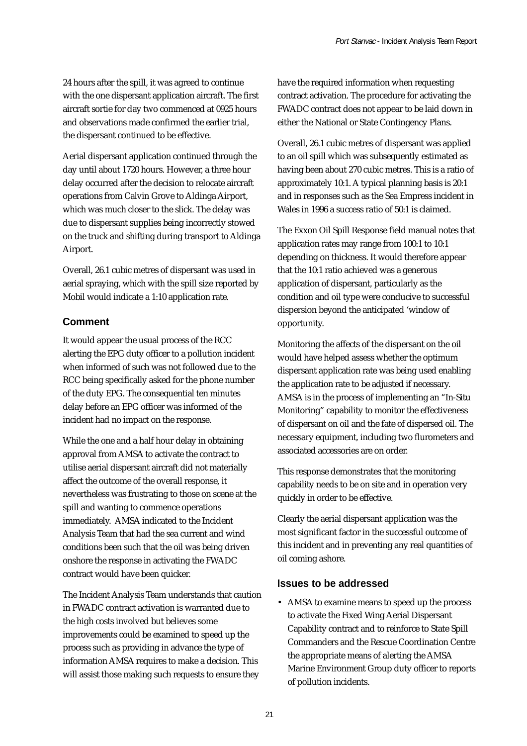24 hours after the spill, it was agreed to continue with the one dispersant application aircraft. The first aircraft sortie for day two commenced at 0925 hours and observations made confirmed the earlier trial, the dispersant continued to be effective.

Aerial dispersant application continued through the day until about 1720 hours. However, a three hour delay occurred after the decision to relocate aircraft operations from Calvin Grove to Aldinga Airport, which was much closer to the slick. The delay was due to dispersant supplies being incorrectly stowed on the truck and shifting during transport to Aldinga Airport.

Overall, 26.1 cubic metres of dispersant was used in aerial spraying, which with the spill size reported by Mobil would indicate a 1:10 application rate.

## Comment

It would appear the usual process of the RCC alerting the EPG duty officer to a pollution incident when informed of such was not followed due to the RCC being specifically asked for the phone number of the duty EPG. The consequential ten minutes delay before an EPG officer was informed of the incident had no impact on the response.

While the one and a half hour delay in obtaining approval from AMSA to activate the contract to utilise aerial dispersant aircraft did not materially affect the outcome of the overall response, it nevertheless was frustrating to those on scene at the spill and wanting to commence operations immediately. AMSA indicated to the Incident Analysis Team that had the sea current and wind conditions been such that the oil was being driven onshore the response in activating the FWADC contract would have been quicker.

The Incident Analysis Team understands that caution in FWADC contract activation is warranted due to the high costs involved but believes some improvements could be examined to speed up the process such as providing in advance the type of information AMSA requires to make a decision. This will assist those making such requests to ensure they have the required information when requesting contract activation. The procedure for activating the FWADC contract does not appear to be laid down in either the National or State Contingency Plans.

Overall, 26.1 cubic metres of dispersant was applied to an oil spill which was subsequently estimated as having been about 270 cubic metres. This is a ratio of approximately 10:1. A typical planning basis is 20:1 and in responses such as the Sea Empress incident in Wales in 1996 a success ratio of 50:1 is claimed.

The Exxon Oil Spill Response field manual notes that application rates may range from 100:1 to 10:1 depending on thickness. It would therefore appear that the 10:1 ratio achieved was a generous application of dispersant, particularly as the condition and oil type were conducive to successful dispersion beyond the anticipated 'window of opportunity.

Monitoring the affects of the dispersant on the oil would have helped assess whether the optimum dispersant application rate was being used enabling the application rate to be adjusted if necessary. AMSA is in the process of implementing an "In-Situ Monitoring" capability to monitor the effectiveness of dispersant on oil and the fate of dispersed oil. The necessary equipment, including two flurometers and associated accessories are on order.

This response demonstrates that the monitoring capability needs to be on site and in operation very quickly in order to be effective.

Clearly the aerial dispersant application was the most significant factor in the successful outcome of this incident and in preventing any real quantities of oil coming ashore.

## Issues to be addressed

- AMSA to examine means to speed up the process to activate the Fixed Wing Aerial Dispersant Capability contract and to reinforce to State Spill Commanders and the Rescue Coordination Centre the appropriate means of alerting the AMSA Marine Environment Group duty officer to reports of pollution incidents.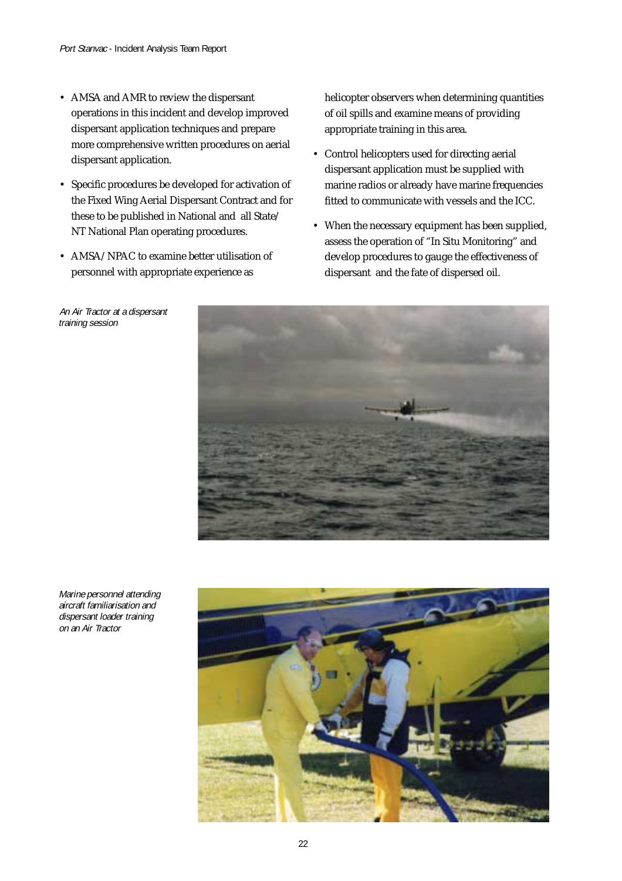- AMSA and AMR to review the dispersant operations in this incident and develop improved dispersant application techniques and prepare more comprehensive written procedures on aerial dispersant application.
- Specific procedures be developed for activation of the Fixed Wing Aerial Dispersant Contract and for these to be published in National and all State/ NT National Plan operating procedures.
- AMSA/ NPAC to examine better utilisation of personnel with appropriate experience as helicopter observers when determining quantities of oil spills and examine means of providing appropriate training in this area.
- Control helicopters used for directing aerial dispersant application must be supplied with marine radios or already have marine frequencies fitted to communicate with vessels and the ICC.
- When the necessary equipment has been supplied, assess the operation of "In Situ Monitoring" and develop procedures to gauge the effectiveness of dispersant and the fate of dispersed oil.

*An Air Tractor at a dispersant training session*

*Marine personnel attending aircraft familiarisation and dispersant loader training on an Air Tractor*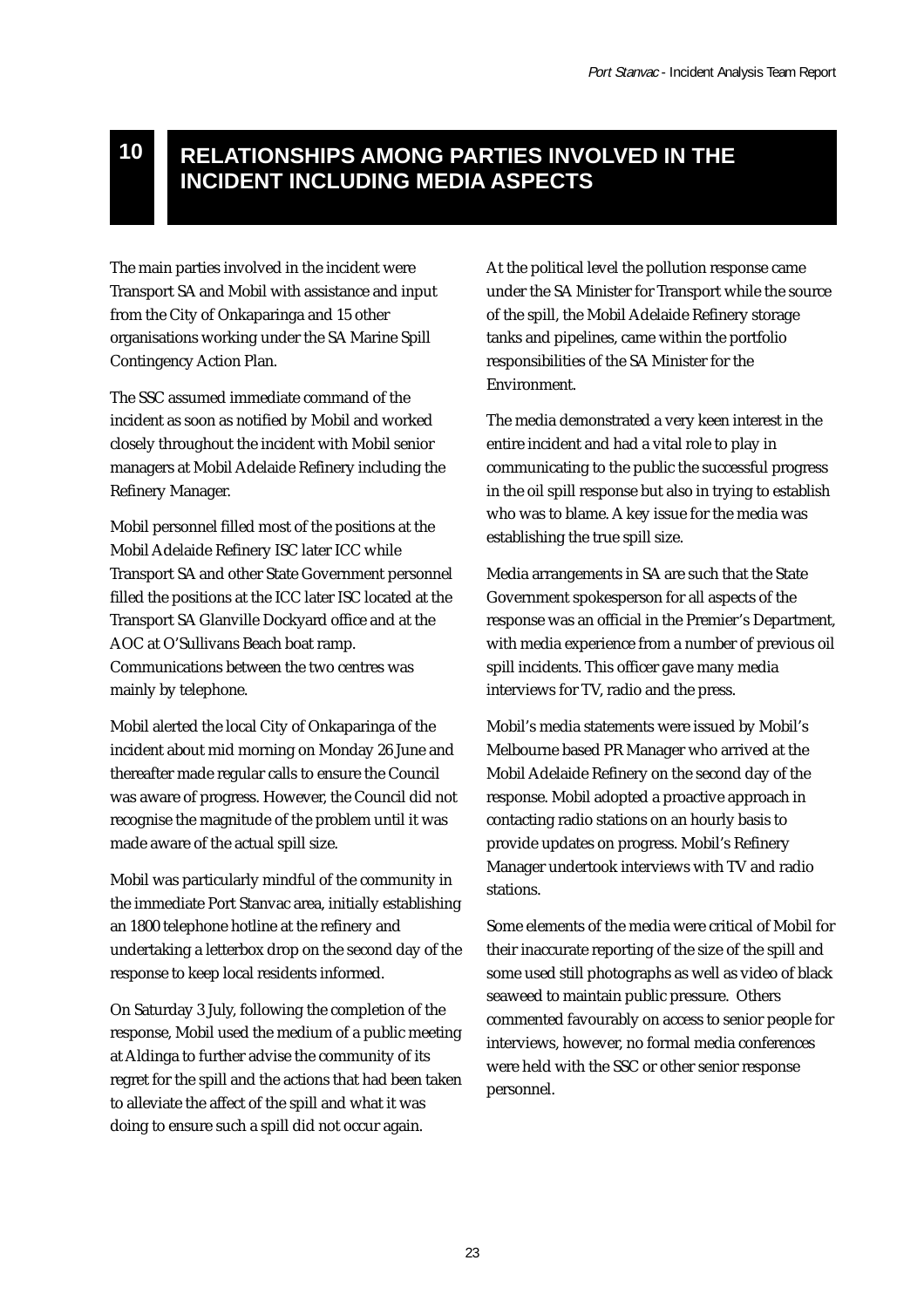# 10 RELATIONSHIPS AMONG PARTIES INVOLVED IN THE INCIDENT INCLUDING MEDIA ASPECTS

The main parties involved in the incident were Transport SA and Mobil with assistance and input from the City of Onkaparinga and 15 other organisations working under the SA Marine Spill Contingency Action Plan.

The SSC assumed immediate command of the incident as soon as notified by Mobil and worked closely throughout the incident with Mobil senior managers at Mobil Adelaide Refinery including the Refinery Manager.

Mobil personnel filled most of the positions at the Mobil Adelaide Refinery ISC later ICC while Transport SA and other State Government personnel filled the positions at the ICC later ISC located at the Transport SA Glanville Dockyard office and at the AOC at O'Sullivans Beach boat ramp. Communications between the two centres was mainly by telephone.

Mobil alerted the local City of Onkaparinga of the incident about mid morning on Monday 26 June and thereafter made regular calls to ensure the Council was aware of progress. However, the Council did not recognise the magnitude of the problem until it was made aware of the actual spill size.

Mobil was particularly mindful of the community in the immediate Port Stanvac area, initially establishing an 1800 telephone hotline at the refinery and undertaking a letterbox drop on the second day of the response to keep local residents informed.

On Saturday 3 July, following the completion of the response, Mobil used the medium of a public meeting at Aldinga to further advise the community of its regret for the spill and the actions that had been taken to alleviate the affect of the spill and what it was doing to ensure such a spill did not occur again.

At the political level the pollution response came under the SA Minister for Transport while the source of the spill, the Mobil Adelaide Refinery storage tanks and pipelines, came within the portfolio responsibilities of the SA Minister for the Environment.

The media demonstrated a very keen interest in the entire incident and had a vital role to play in communicating to the public the successful progress in the oil spill response but also in trying to establish who was to blame. A key issue for the media was establishing the true spill size.

Media arrangements in SA are such that the State Government spokesperson for all aspects of the response was an official in the Premier's Department, with media experience from a number of previous oil spill incidents. This officer gave many media interviews for TV, radio and the press.

Mobil's media statements were issued by Mobil's Melbourne based PR Manager who arrived at the Mobil Adelaide Refinery on the second day of the response. Mobil adopted a proactive approach in contacting radio stations on an hourly basis to provide updates on progress. Mobil's Refinery Manager undertook interviews with TV and radio stations.

Some elements of the media were critical of Mobil for their inaccurate reporting of the size of the spill and some used still photographs as well as video of black seaweed to maintain public pressure. Others commented favourably on access to senior people for interviews, however, no formal media conferences were held with the SSC or other senior response personnel.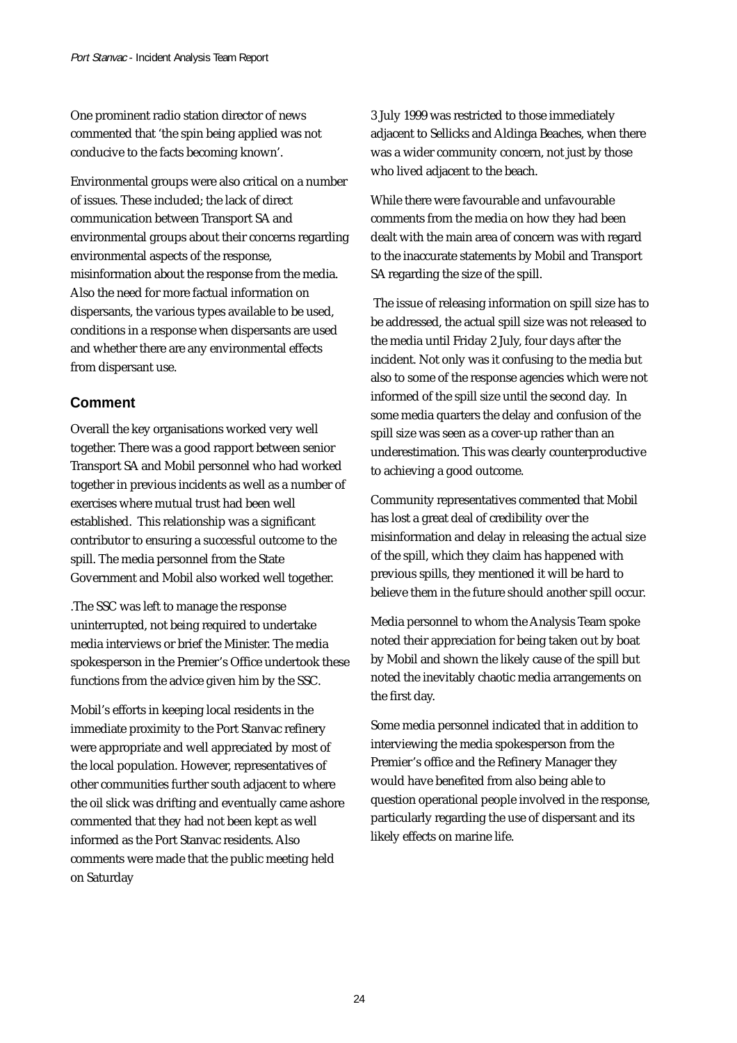One prominent radio station director of news commented that 'the spin being applied was not conducive to the facts becoming known'.

Environmental groups were also critical on a number of issues. These included; the lack of direct communication between Transport SA and environmental groups about their concerns regarding environmental aspects of the response, misinformation about the response from the media. Also the need for more factual information on dispersants, the various types available to be used, conditions in a response when dispersants are used and whether there are any environmental effects from dispersant use.

## Comment

Overall the key organisations worked very well together. There was a good rapport between senior Transport SA and Mobil personnel who had worked together in previous incidents as well as a number of exercises where mutual trust had been well established. This relationship was a significant contributor to ensuring a successful outcome to the spill. The media personnel from the State Government and Mobil also worked well together.

.The SSC was left to manage the response uninterrupted, not being required to undertake media interviews or brief the Minister. The media spokesperson in the Premier's Office undertook these functions from the advice given him by the SSC.

Mobil's efforts in keeping local residents in the immediate proximity to the Port Stanvac refinery were appropriate and well appreciated by most of the local population. However, representatives of other communities further south adjacent to where the oil slick was drifting and eventually came ashore commented that they had not been kept as well informed as the Port Stanvac residents. Also comments were made that the public meeting held on Saturday 3 July 1999 was restricted to those immediately adjacent to Sellicks and Aldinga Beaches, when there was a wider community concern, not just by those who lived adjacent to the beach.

While there were favourable and unfavourable comments from the media on how they had been dealt with the main area of concern was with regard to the inaccurate statements by Mobil and Transport SA regarding the size of the spill.

The issue of releasing information on spill size has to be addressed, the actual spill size was not released to the media until Friday 2 July, four days after the incident. Not only was it confusing to the media but also to some of the response agencies which were not informed of the spill size until the second day. In some media quarters the delay and confusion of the spill size was seen as a cover-up rather than an underestimation. This was clearly counterproductive to achieving a good outcome.

Community representatives commented that Mobil has lost a great deal of credibility over the misinformation and delay in releasing the actual size of the spill, which they claim has happened with previous spills, they mentioned it will be hard to believe them in the future should another spill occur.

Media personnel to whom the Analysis Team spoke noted their appreciation for being taken out by boat by Mobil and shown the likely cause of the spill but noted the inevitably chaotic media arrangements on the first day.

Some media personnel indicated that in addition to interviewing the media spokesperson from the Premier's office and the Refinery Manager they would have benefited from also being able to question operational people involved in the response, particularly regarding the use of dispersant and its likely effects on marine life.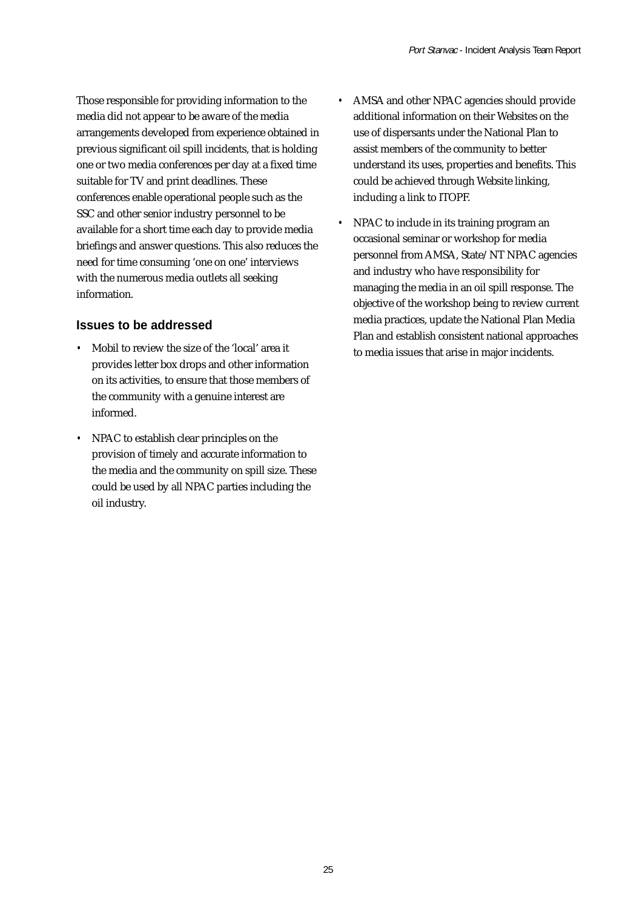Those responsible for providing information to the media did not appear to be aware of the media arrangements developed from experience obtained in previous significant oil spill incidents, that is holding one or two media conferences per day at a fixed time suitable for TV and print deadlines. These conferences enable operational people such as the SSC and other senior industry personnel to be available for a short time each day to provide media briefings and answer questions. This also reduces the need for time consuming 'one on one' interviews with the numerous media outlets all seeking information.

## Issues to be addressed

- Mobil to review the size of the 'local' area it provides letter box drops and other information on its activities, to ensure that those members of the community with a genuine interest are informed.
- NPAC to establish clear principles on the provision of timely and accurate information to the media and the community on spill size. These could be used by all NPAC parties including the oil industry.
- AMSA and other NPAC agencies should provide additional information on their Websites on the use of dispersants under the National Plan to assist members of the community to better understand its uses, properties and benefits. This could be achieved through Website linking, including a link to ITOPF.
- NPAC to include in its training program an occasional seminar or workshop for media personnel from AMSA, State/NT NPAC agencies and industry who have responsibility for managing the media in an oil spill response. The objective of the workshop being to review current media practices, update the National Plan Media Plan and establish consistent national approaches to media issues that arise in major incidents.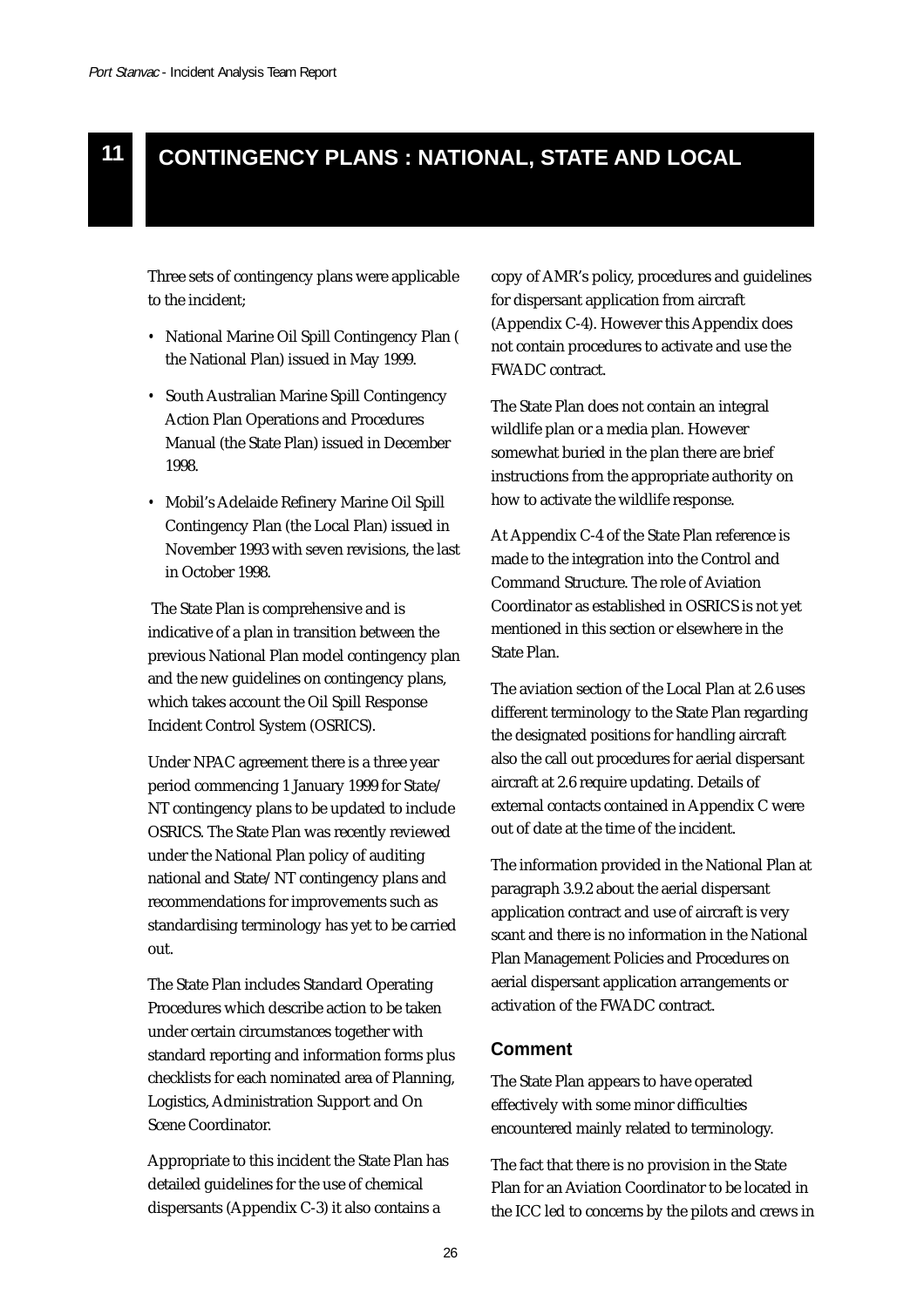# 11 CONTINGENCY PLANS : NATIONAL, STATE AND LOCAL

Three sets of contingency plans were applicable to the incident;

- National Marine Oil Spill Contingency Plan ( the National Plan) issued in May 1999.
- South Australian Marine Spill Contingency Action Plan Operations and Procedures Manual (the State Plan) issued in December 1998.
- Mobil's Adelaide Refinery Marine Oil Spill Contingency Plan (the Local Plan) issued in November 1993 with seven revisions, the last in October 1998.

The State Plan is comprehensive and is indicative of a plan in transition between the previous National Plan model contingency plan and the new guidelines on contingency plans, which takes account the Oil Spill Response Incident Control System (OSRICS).

Under NPAC agreement there is a three year period commencing 1 January 1999 for State/ NT contingency plans to be updated to include OSRICS. The State Plan was recently reviewed under the National Plan policy of auditing national and State/NT contingency plans and recommendations for improvements such as standardising terminology has yet to be carried out.

The State Plan includes Standard Operating Procedures which describe action to be taken under certain circumstances together with standard reporting and information forms plus checklists for each nominated area of Planning, Logistics, Administration Support and On Scene Coordinator.

Appropriate to this incident the State Plan has detailed guidelines for the use of chemical dispersants (Appendix C-3) it also contains a copy of AMR's policy, procedures and guidelines for dispersant application from aircraft (Appendix C-4). However this Appendix does not contain procedures to activate and use the FWADC contract.

The State Plan does not contain an integral wildlife plan or a media plan. However somewhat buried in the plan there are brief instructions from the appropriate authority on how to activate the wildlife response.

At Appendix C-4 of the State Plan reference is made to the integration into the Control and Command Structure. The role of Aviation Coordinator as established in OSRICS is not yet mentioned in this section or elsewhere in the State Plan.

The aviation section of the Local Plan at 2.6 uses different terminology to the State Plan regarding the designated positions for handling aircraft also the call out procedures for aerial dispersant aircraft at 2.6 require updating. Details of external contacts contained in Appendix C were out of date at the time of the incident.

The information provided in the National Plan at paragraph 3.9.2 about the aerial dispersant application contract and use of aircraft is very scant and there is no information in the National Plan Management Policies and Procedures on aerial dispersant application arrangements or activation of the FWADC contract.

### Comment

The State Plan appears to have operated effectively with some minor difficulties encountered mainly related to terminology.

The fact that there is no provision in the State Plan for an Aviation Coordinator to be located in the ICC led to concerns by the pilots and crews in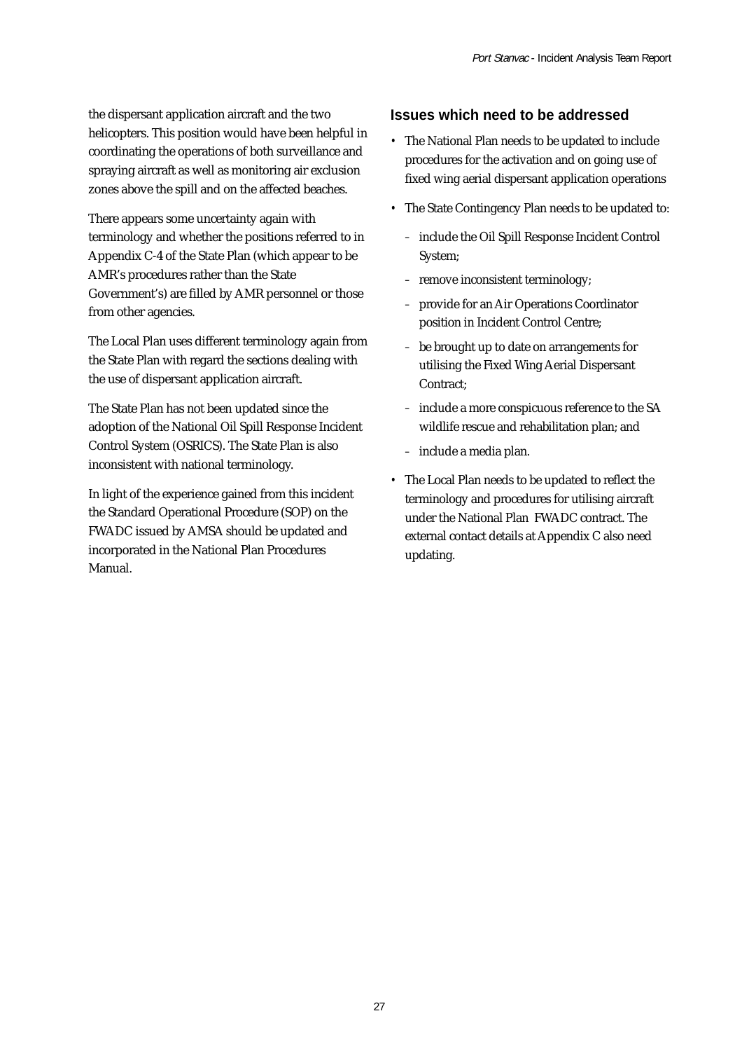the dispersant application aircraft and the two helicopters. This position would have been helpful in coordinating the operations of both surveillance and spraying aircraft as well as monitoring air exclusion zones above the spill and on the affected beaches.

There appears some uncertainty again with terminology and whether the positions referred to in Appendix C-4 of the State Plan (which appear to be AMR's procedures rather than the State Government's) are filled by AMR personnel or those from other agencies.

The Local Plan uses different terminology again from the State Plan with regard the sections dealing with the use of dispersant application aircraft.

The State Plan has not been updated since the adoption of the National Oil Spill Response Incident Control System (OSRICS). The State Plan is also inconsistent with national terminology.

In light of the experience gained from this incident the Standard Operational Procedure (SOP) on the FWADC issued by AMSA should be updated and incorporated in the National Plan Procedures Manual.

### Issues which need to be addressed

- The National Plan needs to be updated to include procedures for the activation and on going use of fixed wing aerial dispersant application operations
- The State Contingency Plan needs to be updated to:
  - include the Oil Spill Response Incident Control System;
  - remove inconsistent terminology;
  - provide for an Air Operations Coordinator position in Incident Control Centre;
  - be brought up to date on arrangements for utilising the Fixed Wing Aerial Dispersant Contract;
  - include a more conspicuous reference to the SA wildlife rescue and rehabilitation plan; and
  - include a media plan.
- The Local Plan needs to be updated to reflect the terminology and procedures for utilising aircraft under the National Plan FWADC contract. The external contact details at Appendix C also need updating.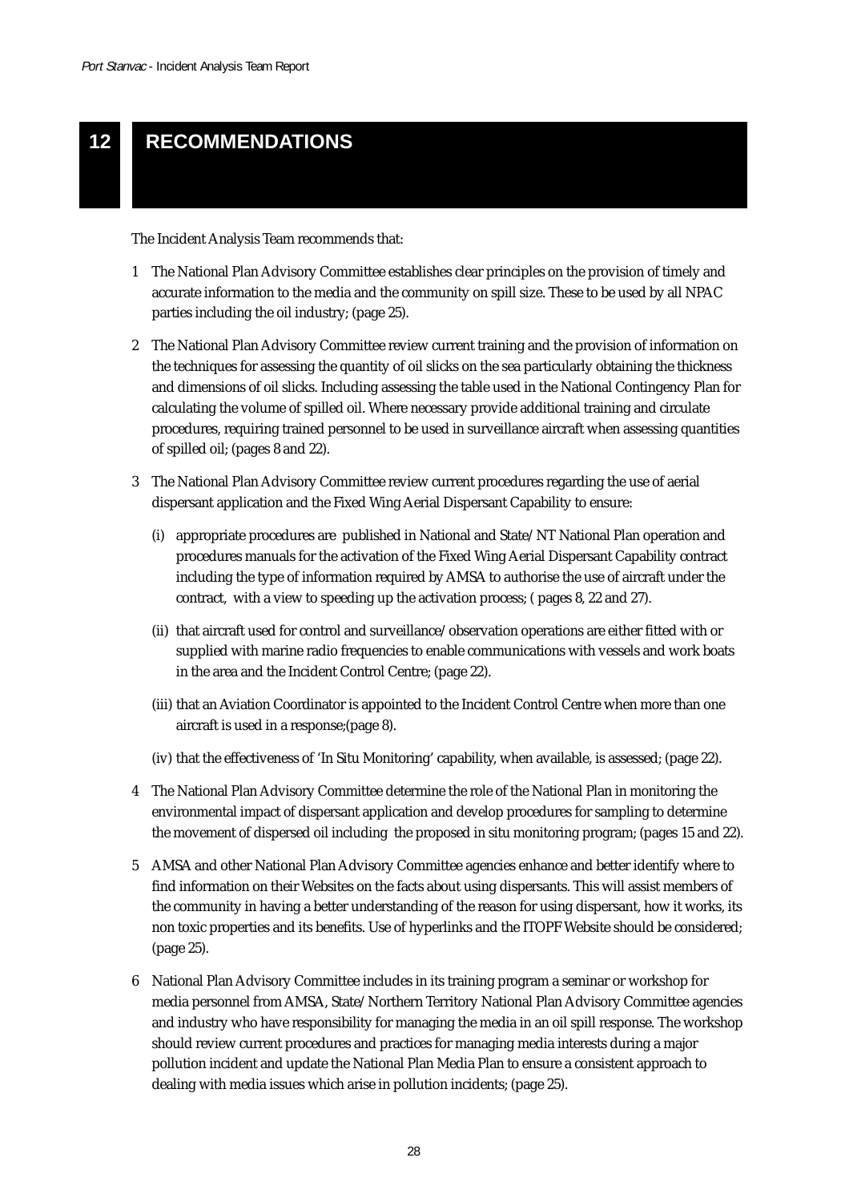# 12 RECOMMENDATIONS

The Incident Analysis Team recommends that:

1. The National Plan Advisory Committee establishes clear principles on the provision of timely and accurate information to the media and the community on spill size. These to be used by all NPAC parties including the oil industry; (page 25).

2. The National Plan Advisory Committee review current training and the provision of information on the techniques for assessing the quantity of oil slicks on the sea particularly obtaining the thickness and dimensions of oil slicks. Including assessing the table used in the National Contingency Plan for calculating the volume of spilled oil. Where necessary provide additional training and circulate procedures, requiring trained personnel to be used in surveillance aircraft when assessing quantities of spilled oil; (pages 8 and 22).

3. The National Plan Advisory Committee review current procedures regarding the use of aerial dispersant application and the Fixed Wing Aerial Dispersant Capability to ensure:

   (i) appropriate procedures are published in National and State/NT National Plan operation and procedures manuals for the activation of the Fixed Wing Aerial Dispersant Capability contract including the type of information required by AMSA to authorise the use of aircraft under the contract, with a view to speeding up the activation process; ( pages 8, 22 and 27).

   (ii) that aircraft used for control and surveillance/observation operations are either fitted with or supplied with marine radio frequencies to enable communications with vessels and work boats in the area and the Incident Control Centre; (page 22).

   (iii) that an Aviation Coordinator is appointed to the Incident Control Centre when more than one aircraft is used in a response;(page 8).

   (iv) that the effectiveness of 'In Situ Monitoring' capability, when available, is assessed; (page 22).

4. The National Plan Advisory Committee determine the role of the National Plan in monitoring the environmental impact of dispersant application and develop procedures for sampling to determine the movement of dispersed oil including the proposed in situ monitoring program; (pages 15 and 22).

5. AMSA and other National Plan Advisory Committee agencies enhance and better identify where to find information on their Websites on the facts about using dispersants. This will assist members of the community in having a better understanding of the reason for using dispersant, how it works, its non toxic properties and its benefits. Use of hyperlinks and the ITOPF Website should be considered; (page 25).

6. National Plan Advisory Committee includes in its training program a seminar or workshop for media personnel from AMSA, State/Northern Territory National Plan Advisory Committee agencies and industry who have responsibility for managing the media in an oil spill response. The workshop should review current procedures and practices for managing media interests during a major pollution incident and update the National Plan Media Plan to ensure a consistent approach to dealing with media issues which arise in pollution incidents; (page 25).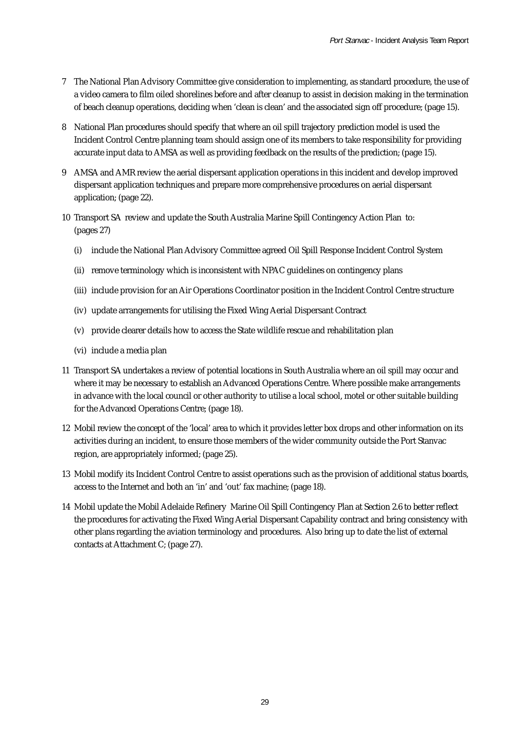7 The National Plan Advisory Committee give consideration to implementing, as standard procedure, the use of a video camera to film oiled shorelines before and after cleanup to assist in decision making in the termination of beach cleanup operations, deciding when 'clean is clean' and the associated sign off procedure; (page 15).

8 National Plan procedures should specify that where an oil spill trajectory prediction model is used the Incident Control Centre planning team should assign one of its members to take responsibility for providing accurate input data to AMSA as well as providing feedback on the results of the prediction; (page 15).

9 AMSA and AMR review the aerial dispersant application operations in this incident and develop improved dispersant application techniques and prepare more comprehensive procedures on aerial dispersant application; (page 22).

10 Transport SA review and update the South Australia Marine Spill Contingency Action Plan to: (pages 27)

   (i) include the National Plan Advisory Committee agreed Oil Spill Response Incident Control System

   (ii) remove terminology which is inconsistent with NPAC guidelines on contingency plans

   (iii) include provision for an Air Operations Coordinator position in the Incident Control Centre structure

   (iv) update arrangements for utilising the Fixed Wing Aerial Dispersant Contract

   (v) provide clearer details how to access the State wildlife rescue and rehabilitation plan

   (vi) include a media plan

11 Transport SA undertakes a review of potential locations in South Australia where an oil spill may occur and where it may be necessary to establish an Advanced Operations Centre. Where possible make arrangements in advance with the local council or other authority to utilise a local school, motel or other suitable building for the Advanced Operations Centre; (page 18).

12 Mobil review the concept of the 'local' area to which it provides letter box drops and other information on its activities during an incident, to ensure those members of the wider community outside the Port Stanvac region, are appropriately informed; (page 25).

13 Mobil modify its Incident Control Centre to assist operations such as the provision of additional status boards, access to the Internet and both an 'in' and 'out' fax machine; (page 18).

14 Mobil update the Mobil Adelaide Refinery Marine Oil Spill Contingency Plan at Section 2.6 to better reflect the procedures for activating the Fixed Wing Aerial Dispersant Capability contract and bring consistency with other plans regarding the aviation terminology and procedures. Also bring up to date the list of external contacts at Attachment C; (page 27).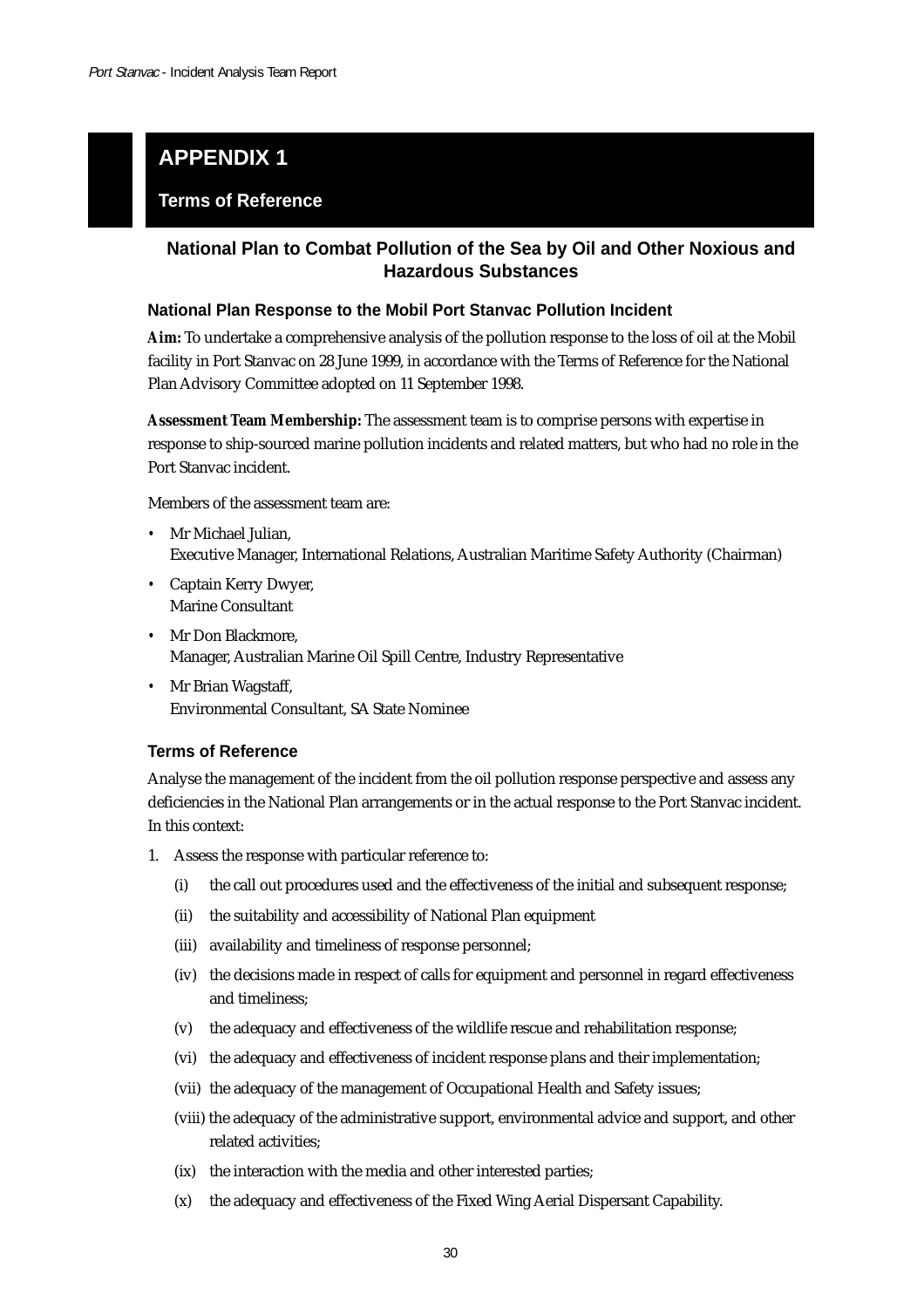# APPENDIX 1

## Terms of Reference

### National Plan to Combat Pollution of the Sea by Oil and Other Noxious and Hazardous Substances

#### National Plan Response to the Mobil Port Stanvac Pollution Incident

**Aim:** To undertake a comprehensive analysis of the pollution response to the loss of oil at the Mobil facility in Port Stanvac on 28 June 1999, in accordance with the Terms of Reference for the National Plan Advisory Committee adopted on 11 September 1998.

**Assessment Team Membership:** The assessment team is to comprise persons with expertise in response to ship-sourced marine pollution incidents and related matters, but who had no role in the Port Stanvac incident.

Members of the assessment team are:

- Mr Michael Julian,
  Executive Manager, International Relations, Australian Maritime Safety Authority (Chairman)
- Captain Kerry Dwyer,
  Marine Consultant
- Mr Don Blackmore,
  Manager, Australian Marine Oil Spill Centre, Industry Representative
- Mr Brian Wagstaff,
  Environmental Consultant, SA State Nominee

#### Terms of Reference

Analyse the management of the incident from the oil pollution response perspective and assess any deficiencies in the National Plan arrangements or in the actual response to the Port Stanvac incident. In this context:

1. Assess the response with particular reference to:
   - (i) the call out procedures used and the effectiveness of the initial and subsequent response;
   - (ii) the suitability and accessibility of National Plan equipment
   - (iii) availability and timeliness of response personnel;
   - (iv) the decisions made in respect of calls for equipment and personnel in regard effectiveness and timeliness;
   - (v) the adequacy and effectiveness of the wildlife rescue and rehabilitation response;
   - (vi) the adequacy and effectiveness of incident response plans and their implementation;
   - (vii) the adequacy of the management of Occupational Health and Safety issues;
   - (viii) the adequacy of the administrative support, environmental advice and support, and other related activities;
   - (ix) the interaction with the media and other interested parties;
   - (x) the adequacy and effectiveness of the Fixed Wing Aerial Dispersant Capability.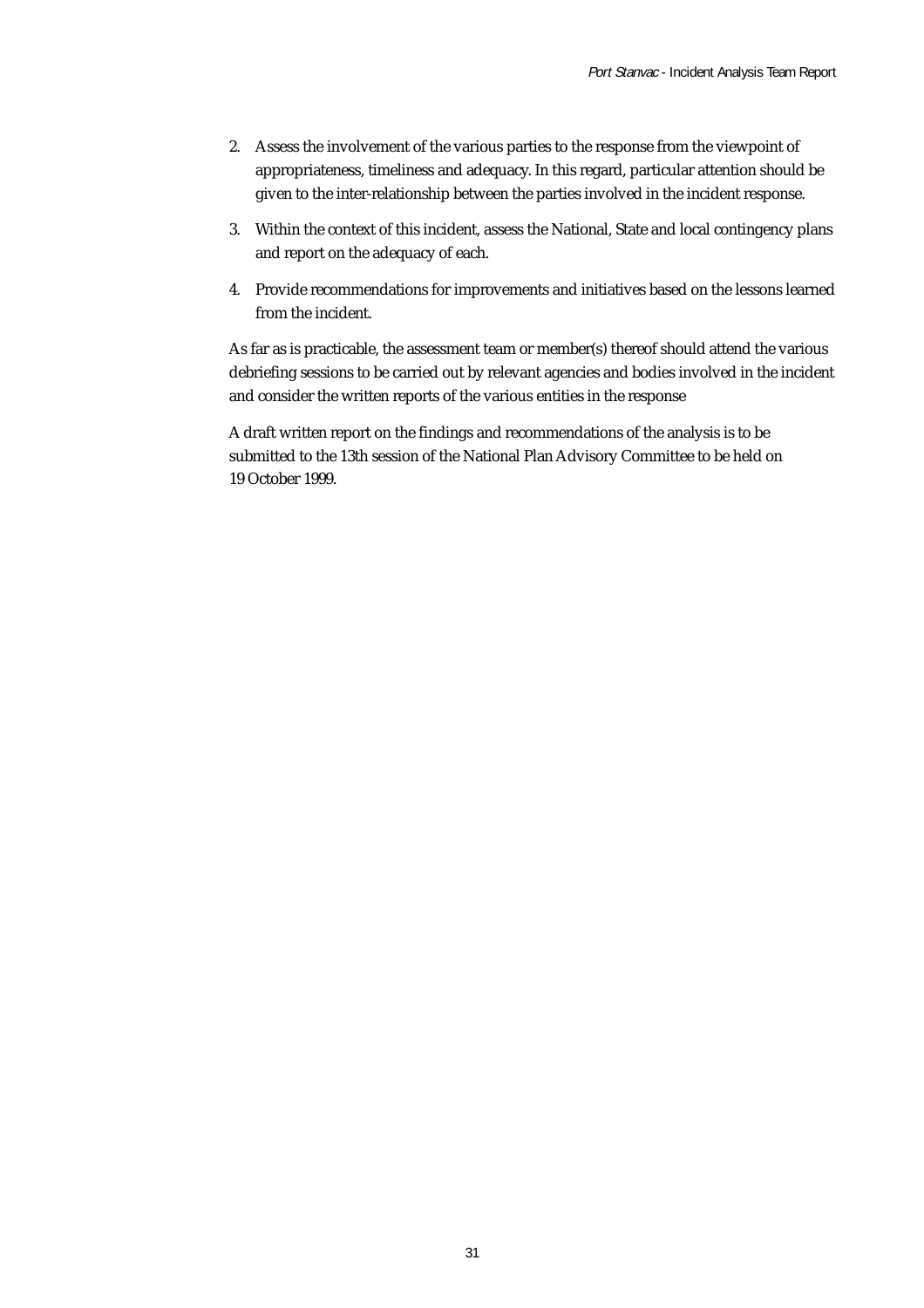2. Assess the involvement of the various parties to the response from the viewpoint of appropriateness, timeliness and adequacy. In this regard, particular attention should be given to the inter-relationship between the parties involved in the incident response.
3. Within the context of this incident, assess the National, State and local contingency plans and report on the adequacy of each.
4. Provide recommendations for improvements and initiatives based on the lessons learned from the incident.

As far as is practicable, the assessment team or member(s) thereof should attend the various debriefing sessions to be carried out by relevant agencies and bodies involved in the incident and consider the written reports of the various entities in the response

A draft written report on the findings and recommendations of the analysis is to be submitted to the 13th session of the National Plan Advisory Committee to be held on 19 October 1999.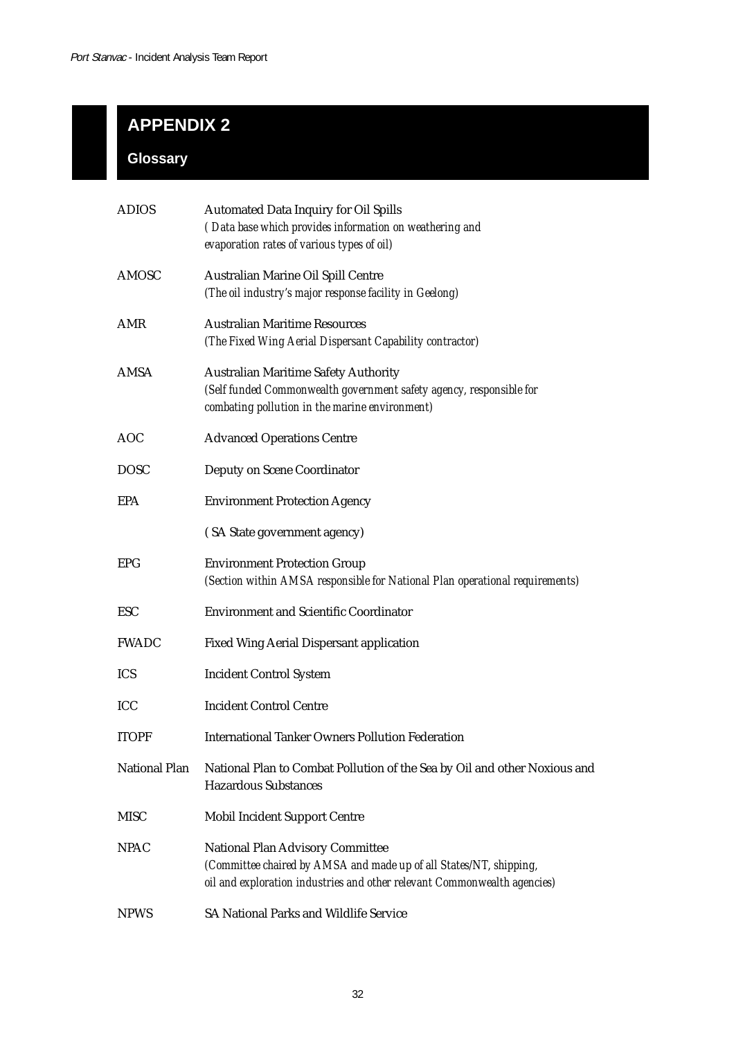# APPENDIX 2

## Glossary

| | |
|---|---|
| ADIOS | Automated Data Inquiry for Oil Spills<br>*( Data base which provides information on weathering and evaporation rates of various types of oil)* |
| AMOSC | Australian Marine Oil Spill Centre<br>*(The oil industry's major response facility in Geelong)* |
| AMR | Australian Maritime Resources<br>*(The Fixed Wing Aerial Dispersant Capability contractor)* |
| AMSA | Australian Maritime Safety Authority<br>*(Self funded Commonwealth government safety agency, responsible for combating pollution in the marine environment)* |
| AOC | Advanced Operations Centre |
| DOSC | Deputy on Scene Coordinator |
| EPA | Environment Protection Agency<br>( SA State government agency) |
| EPG | Environment Protection Group<br>*(Section within AMSA responsible for National Plan operational requirements)* |
| ESC | Environment and Scientific Coordinator |
| FWADC | Fixed Wing Aerial Dispersant application |
| ICS | Incident Control System |
| ICC | Incident Control Centre |
| ITOPF | International Tanker Owners Pollution Federation |
| National Plan | National Plan to Combat Pollution of the Sea by Oil and other Noxious and Hazardous Substances |
| MISC | Mobil Incident Support Centre |
| NPAC | National Plan Advisory Committee<br>*(Committee chaired by AMSA and made up of all States/NT, shipping, oil and exploration industries and other relevant Commonwealth agencies)* |
| NPWS | SA National Parks and Wildlife Service |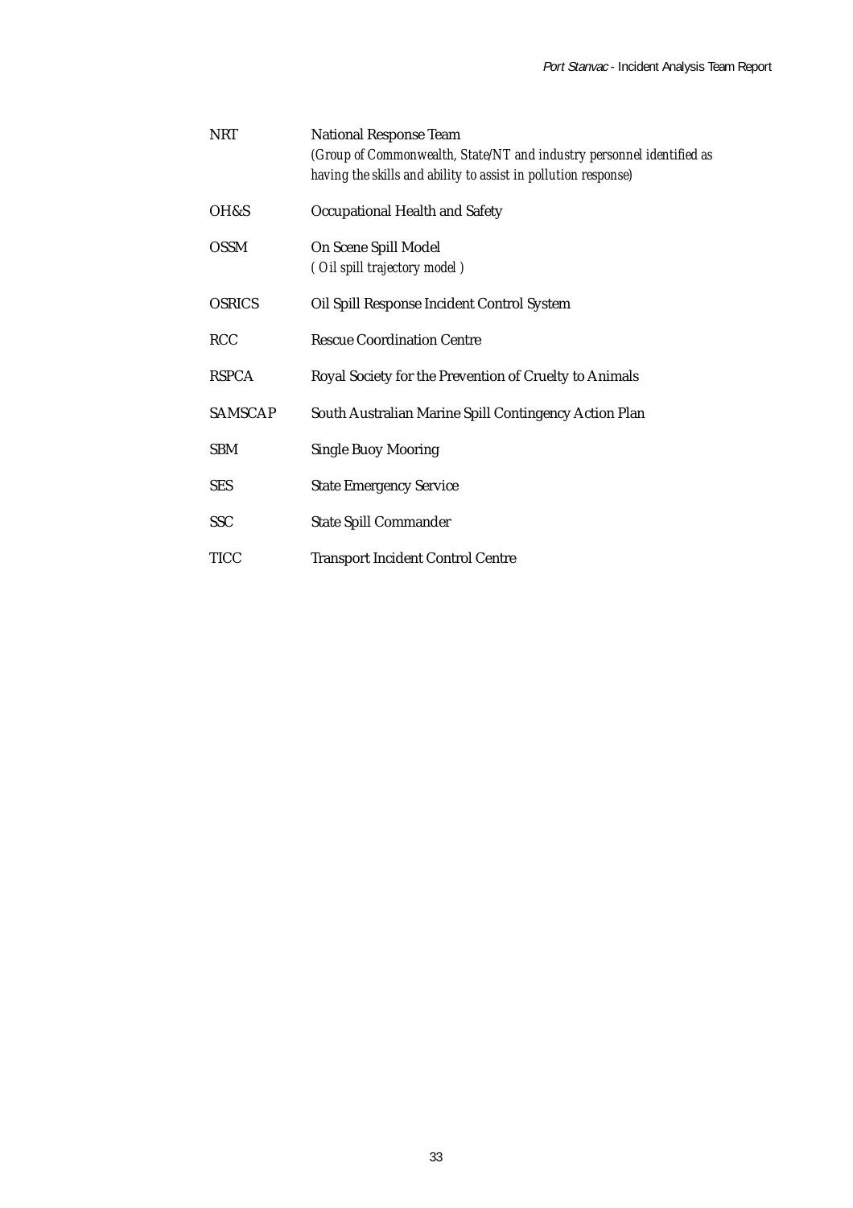| | |
|---|---|
| NRT | National Response Team<br>*(Group of Commonwealth, State/NT and industry personnel identified as having the skills and ability to assist in pollution response)* |
| OH&S | Occupational Health and Safety |
| OSSM | On Scene Spill Model<br>*( Oil spill trajectory model )* |
| OSRICS | Oil Spill Response Incident Control System |
| RCC | Rescue Coordination Centre |
| RSPCA | Royal Society for the Prevention of Cruelty to Animals |
| SAMSCAP | South Australian Marine Spill Contingency Action Plan |
| SBM | Single Buoy Mooring |
| SES | State Emergency Service |
| SSC | State Spill Commander |
| TICC | Transport Incident Control Centre |